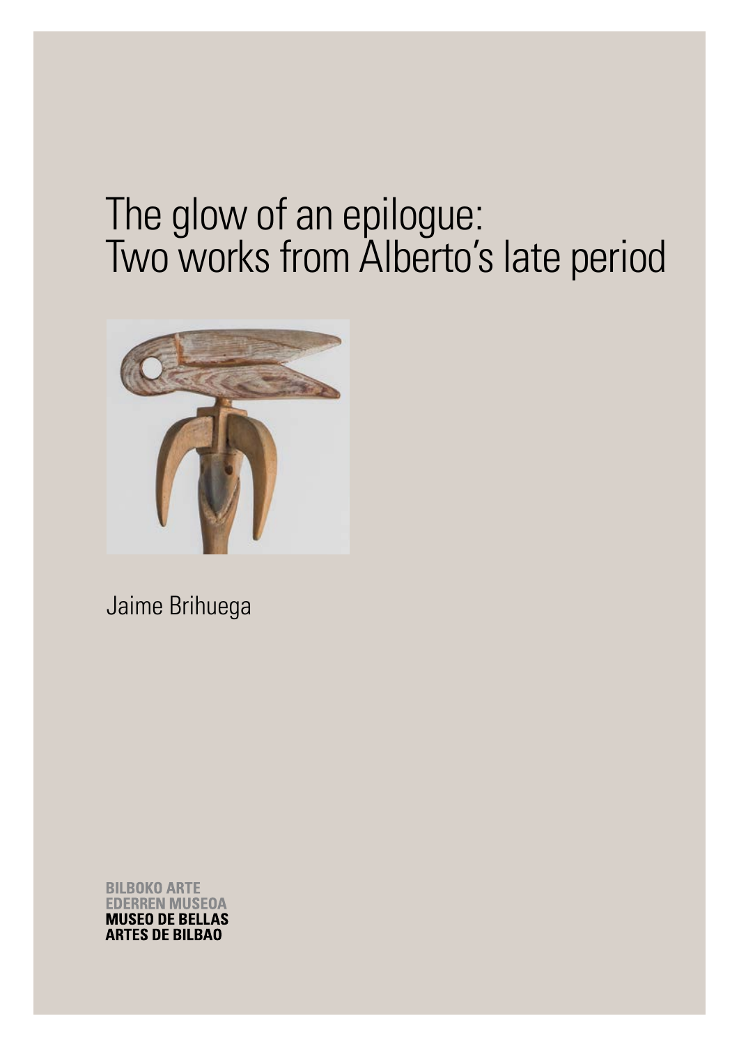# The glow of an epilogue: Two works from Alberto's late period

Jaime Brihuega

**BILBOKO ARTE EDERREN MUSEOA**
**MUSEO DE BELLAS ARTES DE BILBAO**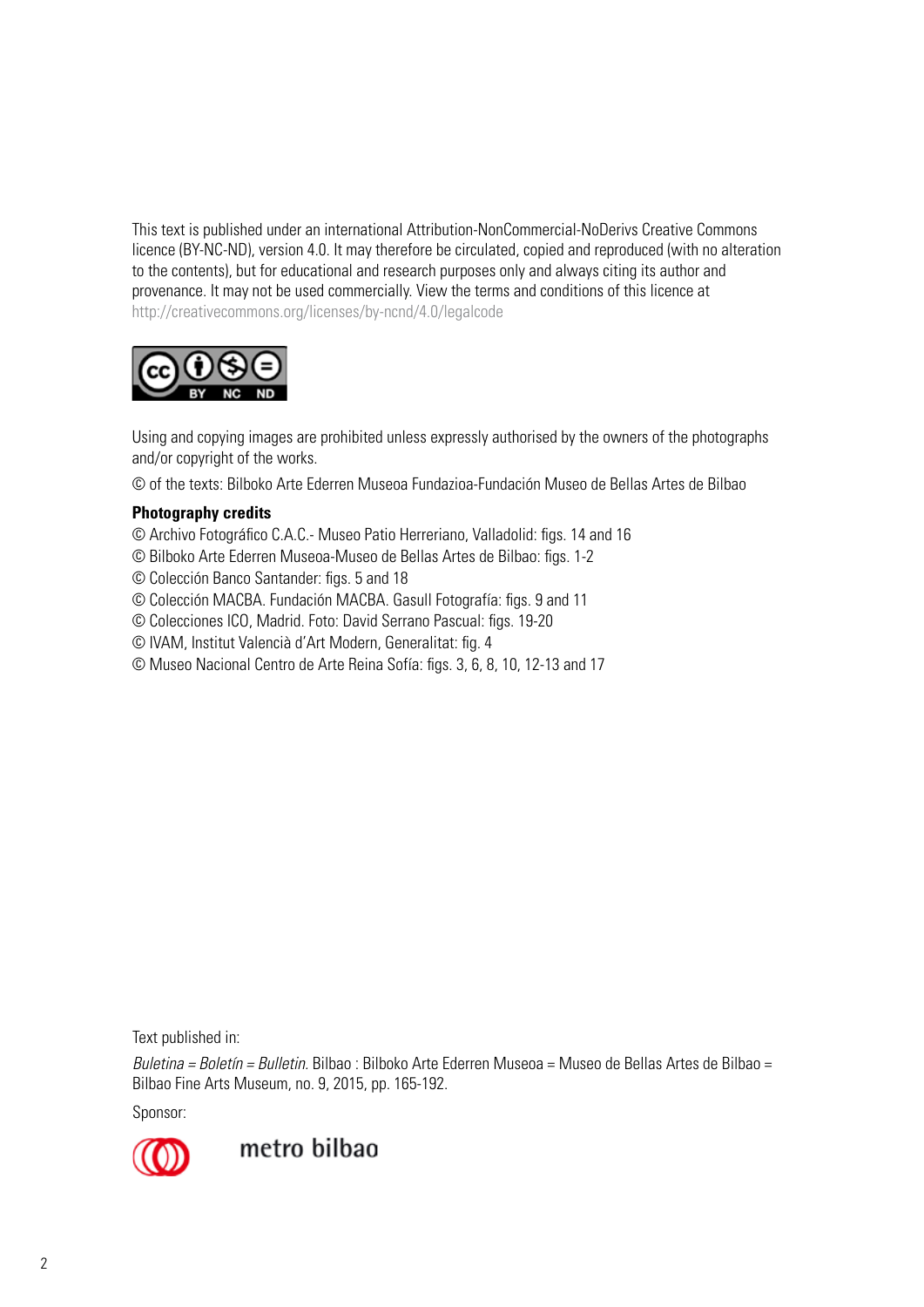This text is published under an international Attribution-NonCommercial-NoDerivs Creative Commons licence (BY-NC-ND), version 4.0. It may therefore be circulated, copied and reproduced (with no alteration to the contents), but for educational and research purposes only and always citing its author and provenance. It may not be used commercially. View the terms and conditions of this licence at http://creativecommons.org/licenses/by-ncnd/4.0/legalcode

Using and copying images are prohibited unless expressly authorised by the owners of the photographs and/or copyright of the works.

© of the texts: Bilboko Arte Ederren Museoa Fundazioa-Fundación Museo de Bellas Artes de Bilbao

**Photography credits**

© Archivo Fotográfico C.A.C.- Museo Patio Herreriano, Valladolid: figs. 14 and 16
© Bilboko Arte Ederren Museoa-Museo de Bellas Artes de Bilbao: figs. 1-2
© Colección Banco Santander: figs. 5 and 18
© Colección MACBA. Fundación MACBA. Gasull Fotografía: figs. 9 and 11
© Colecciones ICO, Madrid. Foto: David Serrano Pascual: figs. 19-20
© IVAM, Institut Valencià d'Art Modern, Generalitat: fig. 4
© Museo Nacional Centro de Arte Reina Sofía: figs. 3, 6, 8, 10, 12-13 and 17

Text published in:

*Buletina = Boletín = Bulletin*. Bilbao : Bilboko Arte Ederren Museoa = Museo de Bellas Artes de Bilbao = Bilbao Fine Arts Museum, no. 9, 2015, pp. 165-192.

Sponsor:

metro bilbao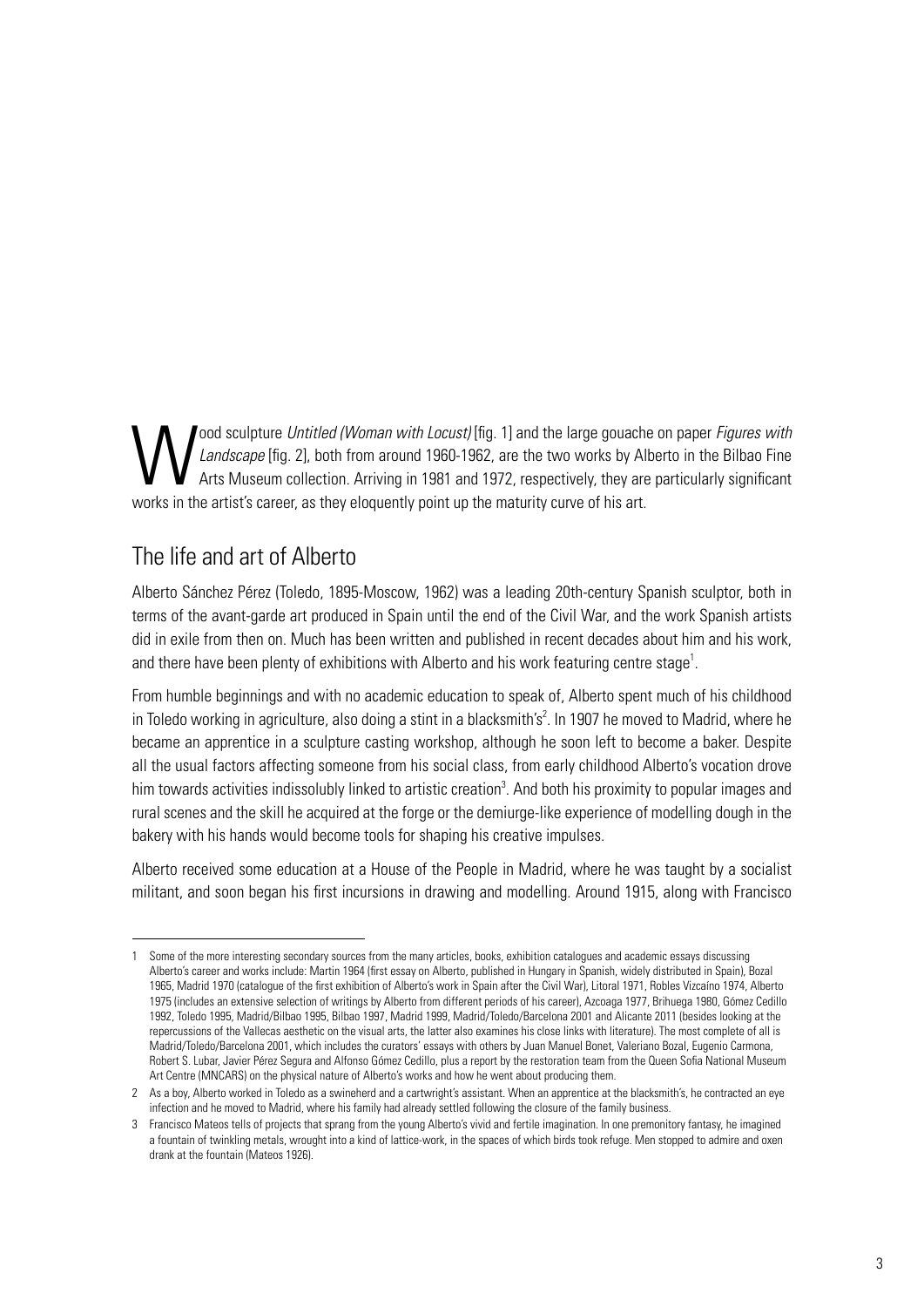Wood sculpture *Untitled (Woman with Locust)* [fig. 1] and the large gouache on paper *Figures with Landscape* [fig. 2], both from around 1960-1962, are the two works by Alberto in the Bilbao Fine Arts Museum collection. Arriving in 1981 and 1972, respectively, they are particularly significant works in the artist's career, as they eloquently point up the maturity curve of his art.

## The life and art of Alberto

Alberto Sánchez Pérez (Toledo, 1895-Moscow, 1962) was a leading 20th-century Spanish sculptor, both in terms of the avant-garde art produced in Spain until the end of the Civil War, and the work Spanish artists did in exile from then on. Much has been written and published in recent decades about him and his work, and there have been plenty of exhibitions with Alberto and his work featuring centre stage[1].

From humble beginnings and with no academic education to speak of, Alberto spent much of his childhood in Toledo working in agriculture, also doing a stint in a blacksmith's[2]. In 1907 he moved to Madrid, where he became an apprentice in a sculpture casting workshop, although he soon left to become a baker. Despite all the usual factors affecting someone from his social class, from early childhood Alberto's vocation drove him towards activities indissolubly linked to artistic creation[3]. And both his proximity to popular images and rural scenes and the skill he acquired at the forge or the demiurge-like experience of modelling dough in the bakery with his hands would become tools for shaping his creative impulses.

Alberto received some education at a House of the People in Madrid, where he was taught by a socialist militant, and soon began his first incursions in drawing and modelling. Around 1915, along with Francisco

---

1 Some of the more interesting secondary sources from the many articles, books, exhibition catalogues and academic essays discussing Alberto's career and works include: Martin 1964 (first essay on Alberto, published in Hungary in Spanish, widely distributed in Spain), Bozal 1965, Madrid 1970 (catalogue of the first exhibition of Alberto's work in Spain after the Civil War), Litoral 1971, Robles Vizcaíno 1974, Alberto 1975 (includes an extensive selection of writings by Alberto from different periods of his career), Azcoaga 1977, Brihuega 1980, Gómez Cedillo 1992, Toledo 1995, Madrid/Bilbao 1995, Bilbao 1997, Madrid 1999, Madrid/Toledo/Barcelona 2001 and Alicante 2011 (besides looking at the repercussions of the Vallecas aesthetic on the visual arts, the latter also examines his close links with literature). The most complete of all is Madrid/Toledo/Barcelona 2001, which includes the curators' essays with others by Juan Manuel Bonet, Valeriano Bozal, Eugenio Carmona, Robert S. Lubar, Javier Pérez Segura and Alfonso Gómez Cedillo, plus a report by the restoration team from the Queen Sofia National Museum Art Centre (MNCARS) on the physical nature of Alberto's works and how he went about producing them.

2 As a boy, Alberto worked in Toledo as a swineherd and a cartwright's assistant. When an apprentice at the blacksmith's, he contracted an eye infection and he moved to Madrid, where his family had already settled following the closure of the family business.

3 Francisco Mateos tells of projects that sprang from the young Alberto's vivid and fertile imagination. In one premonitory fantasy, he imagined a fountain of twinkling metals, wrought into a kind of lattice-work, in the spaces of which birds took refuge. Men stopped to admire and oxen drank at the fountain (Mateos 1926).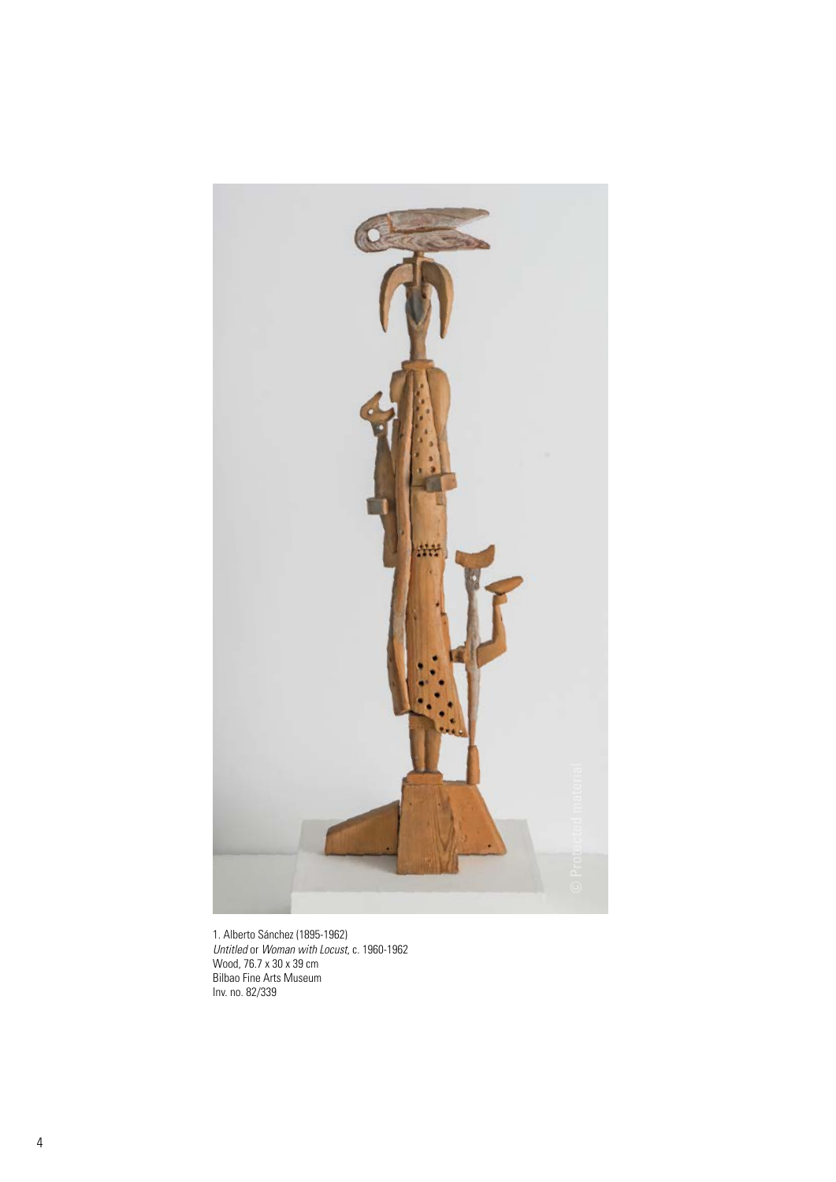1. Alberto Sánchez (1895-1962)
*Untitled* or *Woman with Locust*, c. 1960-1962
Wood, 76.7 x 30 x 39 cm
Bilbao Fine Arts Museum
Inv. no. 82/339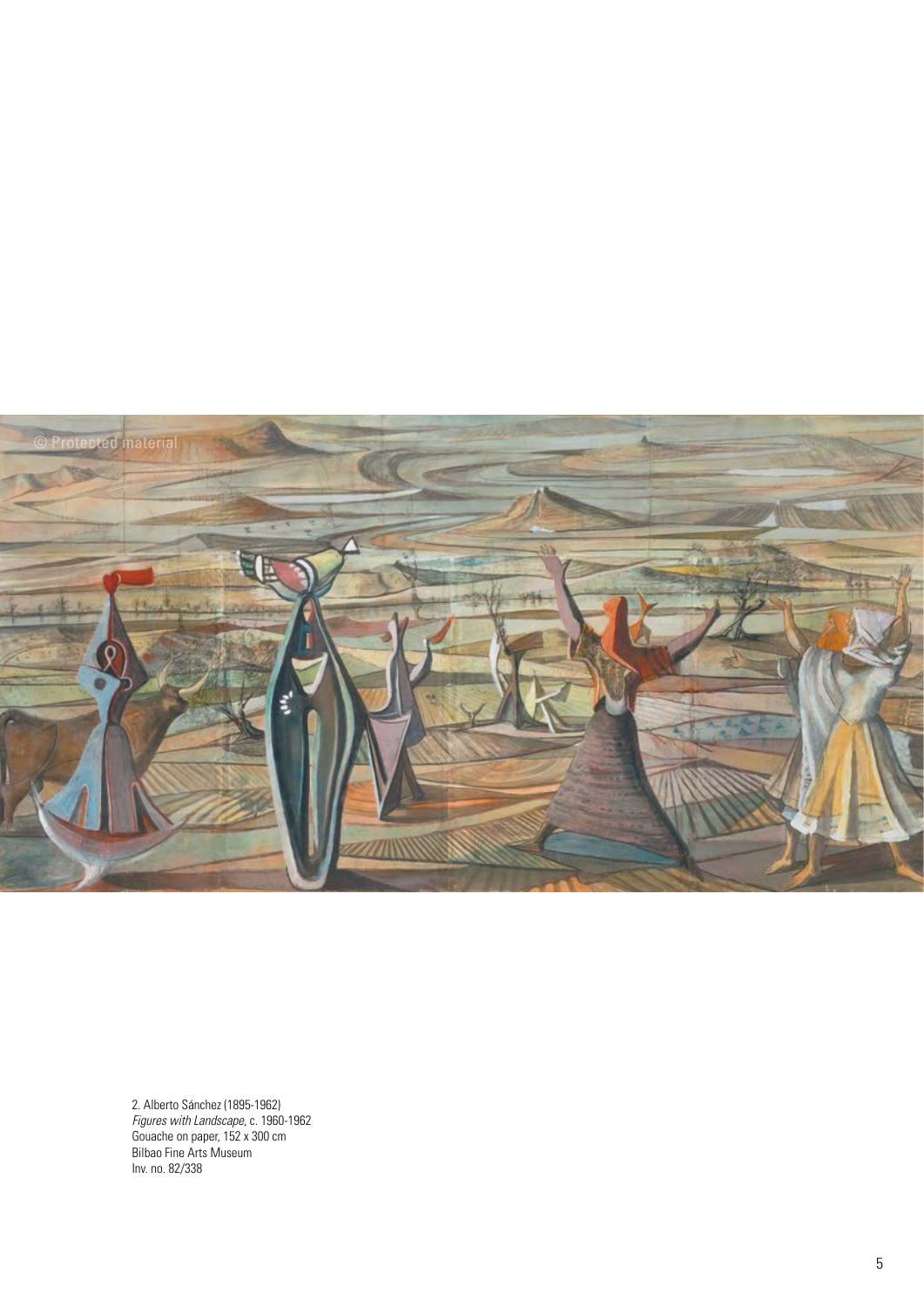2. Alberto Sánchez (1895-1962)  
*Figures with Landscape*, c. 1960-1962  
Gouache on paper, 152 x 300 cm  
Bilbao Fine Arts Museum  
Inv. no. 82/338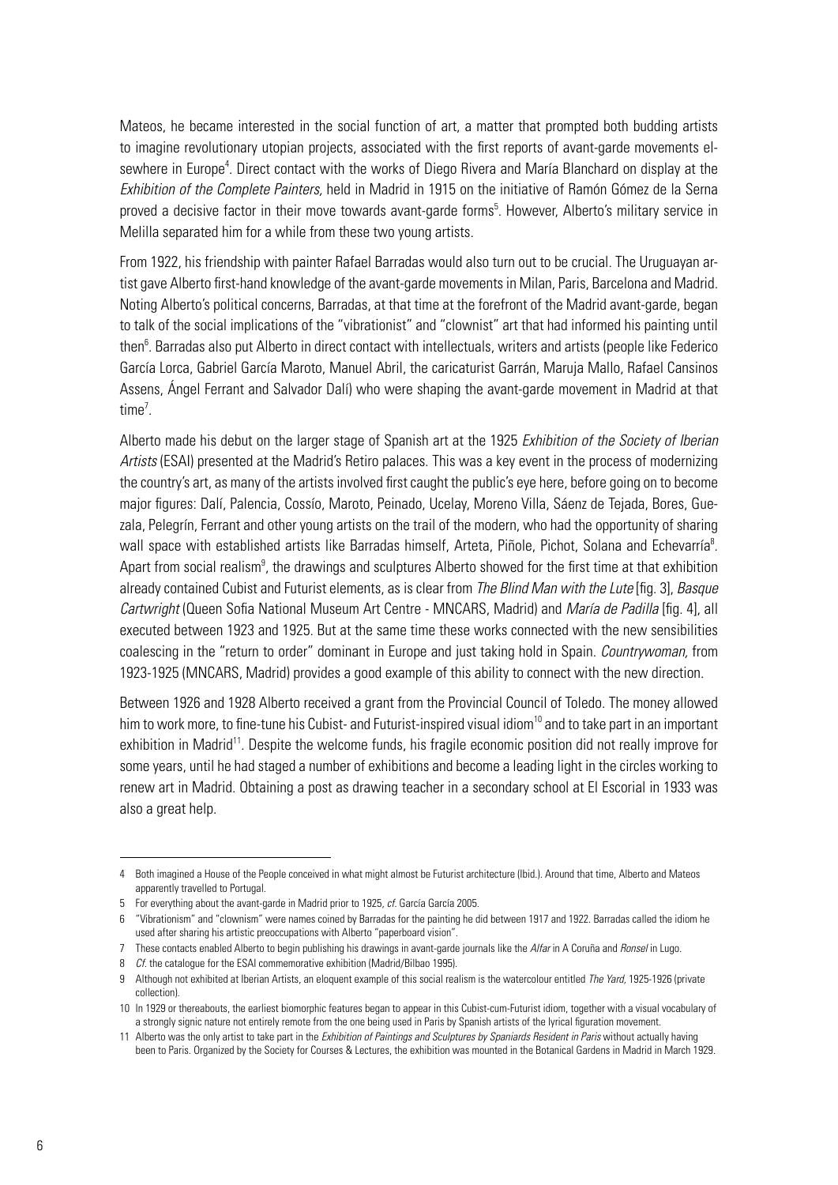Mateos, he became interested in the social function of art, a matter that prompted both budding artists to imagine revolutionary utopian projects, associated with the first reports of avant-garde movements elsewhere in Europe[4]. Direct contact with the works of Diego Rivera and María Blanchard on display at the *Exhibition of the Complete Painters,* held in Madrid in 1915 on the initiative of Ramón Gómez de la Serna proved a decisive factor in their move towards avant-garde forms[5]. However, Alberto's military service in Melilla separated him for a while from these two young artists.

From 1922, his friendship with painter Rafael Barradas would also turn out to be crucial. The Uruguayan artist gave Alberto first-hand knowledge of the avant-garde movements in Milan, Paris, Barcelona and Madrid. Noting Alberto's political concerns, Barradas, at that time at the forefront of the Madrid avant-garde, began to talk of the social implications of the "vibrationist" and "clownist" art that had informed his painting until then[6]. Barradas also put Alberto in direct contact with intellectuals, writers and artists (people like Federico García Lorca, Gabriel García Maroto, Manuel Abril, the caricaturist Garrán, Maruja Mallo, Rafael Cansinos Assens, Ángel Ferrant and Salvador Dalí) who were shaping the avant-garde movement in Madrid at that time[7].

Alberto made his debut on the larger stage of Spanish art at the 1925 *Exhibition of the Society of Iberian Artists* (ESAI) presented at the Madrid's Retiro palaces. This was a key event in the process of modernizing the country's art, as many of the artists involved first caught the public's eye here, before going on to become major figures: Dalí, Palencia, Cossío, Maroto, Peinado, Ucelay, Moreno Villa, Sáenz de Tejada, Bores, Guezala, Pelegrín, Ferrant and other young artists on the trail of the modern, who had the opportunity of sharing wall space with established artists like Barradas himself, Arteta, Piñole, Pichot, Solana and Echevarría[8]. Apart from social realism[9], the drawings and sculptures Alberto showed for the first time at that exhibition already contained Cubist and Futurist elements, as is clear from *The Blind Man with the Lute* [fig. 3], *Basque Cartwright* (Queen Sofia National Museum Art Centre - MNCARS, Madrid) and *María de Padilla* [fig. 4], all executed between 1923 and 1925. But at the same time these works connected with the new sensibilities coalescing in the "return to order" dominant in Europe and just taking hold in Spain. *Countrywoman,* from 1923-1925 (MNCARS, Madrid) provides a good example of this ability to connect with the new direction.

Between 1926 and 1928 Alberto received a grant from the Provincial Council of Toledo. The money allowed him to work more, to fine-tune his Cubist- and Futurist-inspired visual idiom[10] and to take part in an important exhibition in Madrid[11]. Despite the welcome funds, his fragile economic position did not really improve for some years, until he had staged a number of exhibitions and become a leading light in the circles working to renew art in Madrid. Obtaining a post as drawing teacher in a secondary school at El Escorial in 1933 was also a great help.

---

4 Both imagined a House of the People conceived in what might almost be Futurist architecture (Ibid.). Around that time, Alberto and Mateos apparently travelled to Portugal.

5 For everything about the avant-garde in Madrid prior to 1925, *cf.* García García 2005.

6 "Vibrationism" and "clownism" were names coined by Barradas for the painting he did between 1917 and 1922. Barradas called the idiom he used after sharing his artistic preoccupations with Alberto "paperboard vision".

7 These contacts enabled Alberto to begin publishing his drawings in avant-garde journals like the *Alfar* in A Coruña and *Ronsel* in Lugo.

8 *Cf.* the catalogue for the ESAI commemorative exhibition (Madrid/Bilbao 1995).

9 Although not exhibited at Iberian Artists, an eloquent example of this social realism is the watercolour entitled *The Yard,* 1925-1926 (private collection).

10 In 1929 or thereabouts, the earliest biomorphic features began to appear in this Cubist-cum-Futurist idiom, together with a visual vocabulary of a strongly signic nature not entirely remote from the one being used in Paris by Spanish artists of the lyrical figuration movement.

11 Alberto was the only artist to take part in the *Exhibition of Paintings and Sculptures by Spaniards Resident in Paris* without actually having been to Paris. Organized by the Society for Courses & Lectures, the exhibition was mounted in the Botanical Gardens in Madrid in March 1929.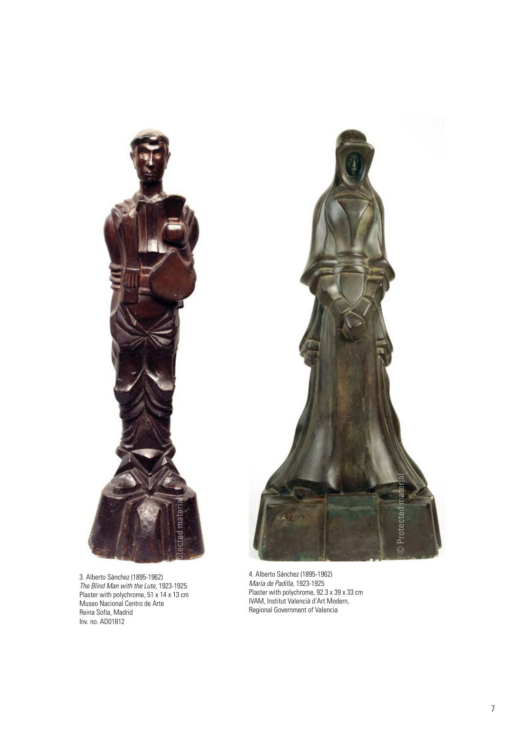3. Alberto Sánchez (1895-1962)
*The Blind Man with the Lute*, 1923-1925
Plaster with polychrome, 51 x 14 x 13 cm
Museo Nacional Centro de Arte
Reina Sofía, Madrid
Inv. no. AD01812

4. Alberto Sánchez (1895-1962)
*María de Padilla*, 1923-1925
Plaster with polychrome, 92.3 x 39 x 33 cm
IVAM, Institut Valencià d'Art Modern,
Regional Government of Valencia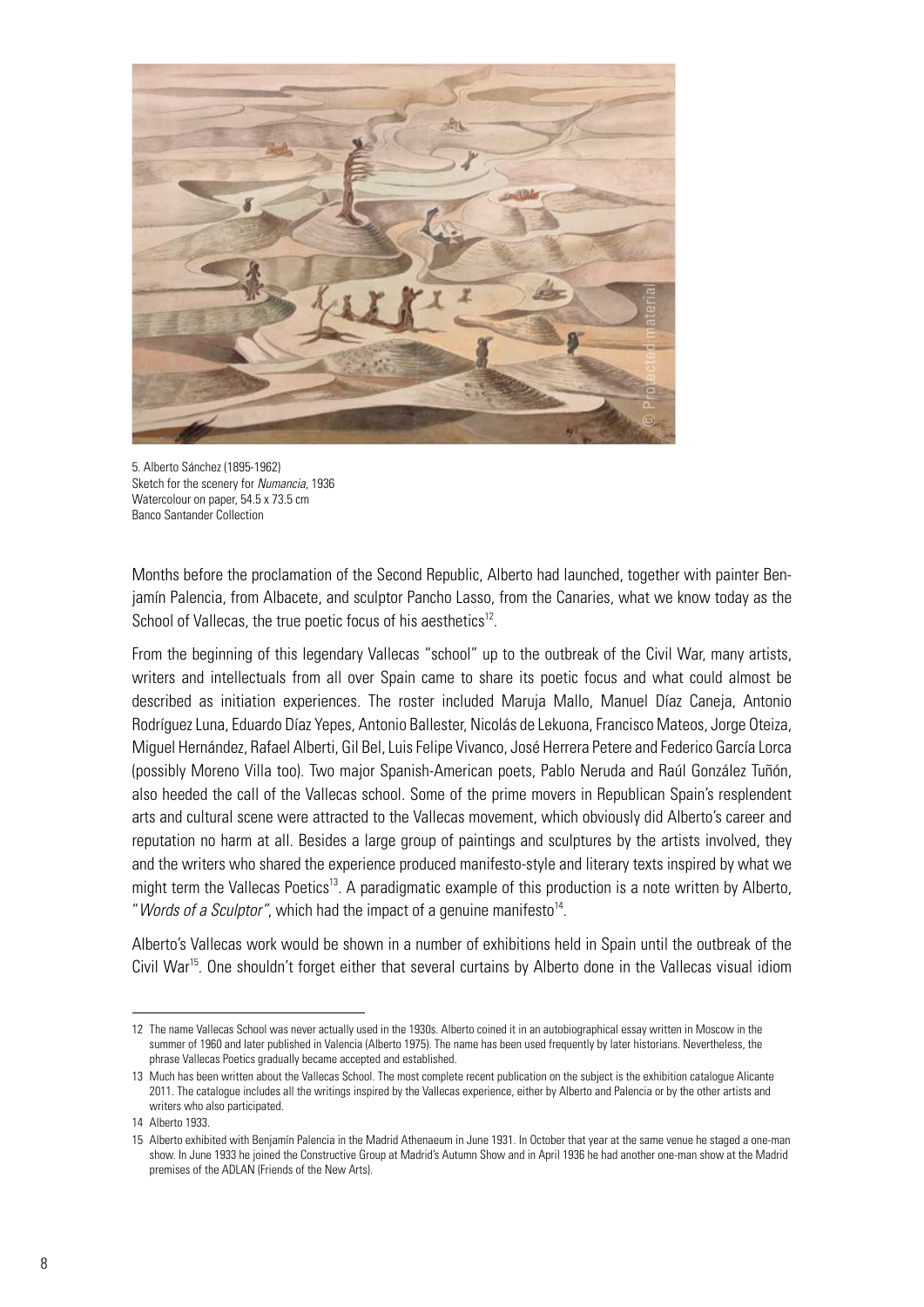5. Alberto Sánchez (1895-1962)
Sketch for the scenery for *Numancia*, 1936
Watercolour on paper, 54.5 x 73.5 cm
Banco Santander Collection

Months before the proclamation of the Second Republic, Alberto had launched, together with painter Benjamín Palencia, from Albacete, and sculptor Pancho Lasso, from the Canaries, what we know today as the School of Vallecas, the true poetic focus of his aesthetics[12].

From the beginning of this legendary Vallecas "school" up to the outbreak of the Civil War, many artists, writers and intellectuals from all over Spain came to share its poetic focus and what could almost be described as initiation experiences. The roster included Maruja Mallo, Manuel Díaz Caneja, Antonio Rodríguez Luna, Eduardo Díaz Yepes, Antonio Ballester, Nicolás de Lekuona, Francisco Mateos, Jorge Oteiza, Miguel Hernández, Rafael Alberti, Gil Bel, Luis Felipe Vivanco, José Herrera Petere and Federico García Lorca (possibly Moreno Villa too). Two major Spanish-American poets, Pablo Neruda and Raúl González Tuñón, also heeded the call of the Vallecas school. Some of the prime movers in Republican Spain's resplendent arts and cultural scene were attracted to the Vallecas movement, which obviously did Alberto's career and reputation no harm at all. Besides a large group of paintings and sculptures by the artists involved, they and the writers who shared the experience produced manifesto-style and literary texts inspired by what we might term the Vallecas Poetics[13]. A paradigmatic example of this production is a note written by Alberto, "*Words of a Sculptor"*, which had the impact of a genuine manifesto[14].

Alberto's Vallecas work would be shown in a number of exhibitions held in Spain until the outbreak of the Civil War[15]. One shouldn't forget either that several curtains by Alberto done in the Vallecas visual idiom

---

12 The name Vallecas School was never actually used in the 1930s. Alberto coined it in an autobiographical essay written in Moscow in the summer of 1960 and later published in Valencia (Alberto 1975). The name has been used frequently by later historians. Nevertheless, the phrase Vallecas Poetics gradually became accepted and established.

13 Much has been written about the Vallecas School. The most complete recent publication on the subject is the exhibition catalogue Alicante 2011. The catalogue includes all the writings inspired by the Vallecas experience, either by Alberto and Palencia or by the other artists and writers who also participated.

14 Alberto 1933.

15 Alberto exhibited with Benjamín Palencia in the Madrid Athenaeum in June 1931. In October that year at the same venue he staged a one-man show. In June 1933 he joined the Constructive Group at Madrid's Autumn Show and in April 1936 he had another one-man show at the Madrid premises of the ADLAN (Friends of the New Arts).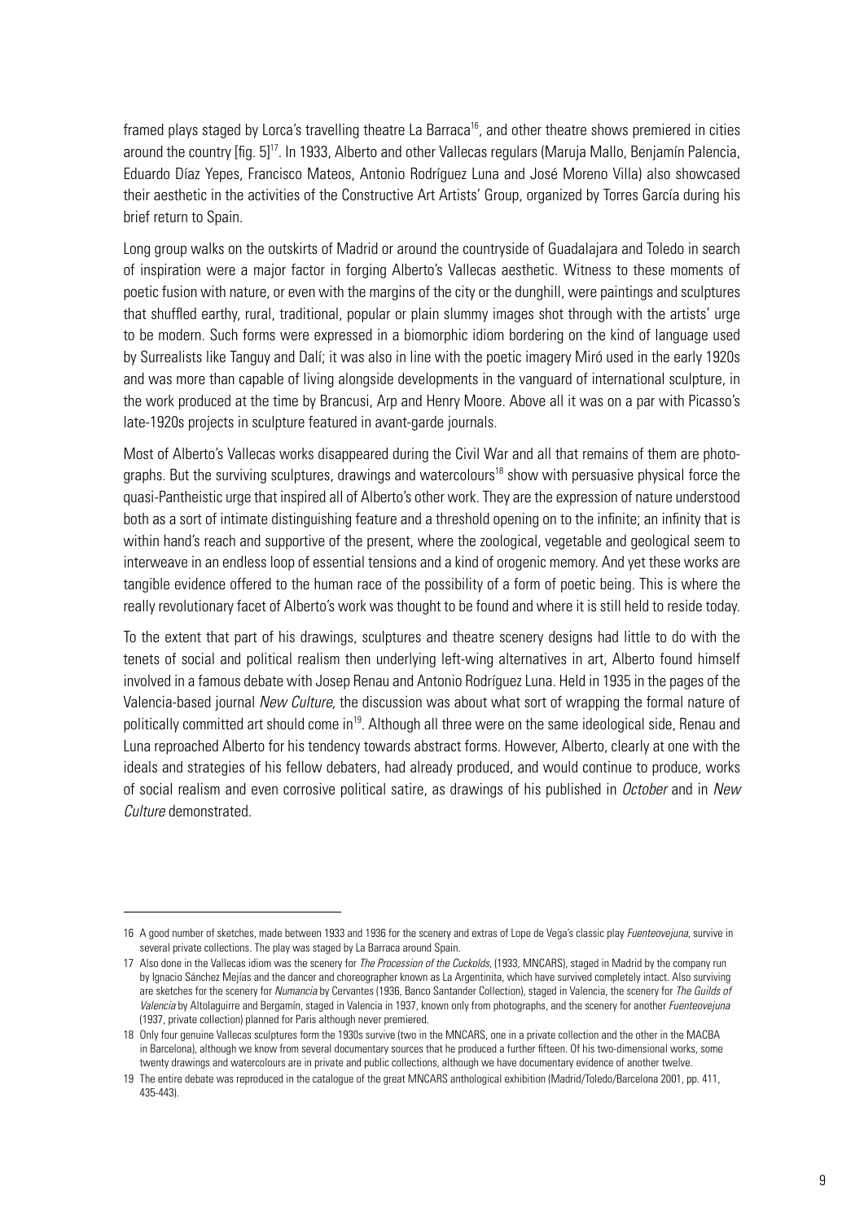framed plays staged by Lorca's travelling theatre La Barraca[16], and other theatre shows premiered in cities around the country [fig. 5][17]. In 1933, Alberto and other Vallecas regulars (Maruja Mallo, Benjamín Palencia, Eduardo Díaz Yepes, Francisco Mateos, Antonio Rodríguez Luna and José Moreno Villa) also showcased their aesthetic in the activities of the Constructive Art Artists' Group, organized by Torres García during his brief return to Spain.

Long group walks on the outskirts of Madrid or around the countryside of Guadalajara and Toledo in search of inspiration were a major factor in forging Alberto's Vallecas aesthetic. Witness to these moments of poetic fusion with nature, or even with the margins of the city or the dunghill, were paintings and sculptures that shuffled earthy, rural, traditional, popular or plain slummy images shot through with the artists' urge to be modern. Such forms were expressed in a biomorphic idiom bordering on the kind of language used by Surrealists like Tanguy and Dalí; it was also in line with the poetic imagery Miró used in the early 1920s and was more than capable of living alongside developments in the vanguard of international sculpture, in the work produced at the time by Brancusi, Arp and Henry Moore. Above all it was on a par with Picasso's late-1920s projects in sculpture featured in avant-garde journals.

Most of Alberto's Vallecas works disappeared during the Civil War and all that remains of them are photographs. But the surviving sculptures, drawings and watercolours[18] show with persuasive physical force the quasi-Pantheistic urge that inspired all of Alberto's other work. They are the expression of nature understood both as a sort of intimate distinguishing feature and a threshold opening on to the infinite; an infinity that is within hand's reach and supportive of the present, where the zoological, vegetable and geological seem to interweave in an endless loop of essential tensions and a kind of orogenic memory. And yet these works are tangible evidence offered to the human race of the possibility of a form of poetic being. This is where the really revolutionary facet of Alberto's work was thought to be found and where it is still held to reside today.

To the extent that part of his drawings, sculptures and theatre scenery designs had little to do with the tenets of social and political realism then underlying left-wing alternatives in art, Alberto found himself involved in a famous debate with Josep Renau and Antonio Rodríguez Luna. Held in 1935 in the pages of the Valencia-based journal *New Culture,* the discussion was about what sort of wrapping the formal nature of politically committed art should come in[19]. Although all three were on the same ideological side, Renau and Luna reproached Alberto for his tendency towards abstract forms. However, Alberto, clearly at one with the ideals and strategies of his fellow debaters, had already produced, and would continue to produce, works of social realism and even corrosive political satire, as drawings of his published in *October* and in *New Culture* demonstrated.

---

16 A good number of sketches, made between 1933 and 1936 for the scenery and extras of Lope de Vega's classic play *Fuenteovejuna*, survive in several private collections. The play was staged by La Barraca around Spain.

17 Also done in the Vallecas idiom was the scenery for *The Procession of the Cuckolds*, (1933, MNCARS), staged in Madrid by the company run by Ignacio Sánchez Mejías and the dancer and choreographer known as La Argentinita, which have survived completely intact. Also surviving are sketches for the scenery for *Numancia* by Cervantes (1936, Banco Santander Collection), staged in Valencia, the scenery for *The Guilds of Valencia* by Altolaguirre and Bergamín, staged in Valencia in 1937, known only from photographs, and the scenery for another *Fuenteovejuna* (1937, private collection) planned for Paris although never premiered.

18 Only four genuine Vallecas sculptures form the 1930s survive (two in the MNCARS, one in a private collection and the other in the MACBA in Barcelona), although we know from several documentary sources that he produced a further fifteen. Of his two-dimensional works, some twenty drawings and watercolours are in private and public collections, although we have documentary evidence of another twelve.

19 The entire debate was reproduced in the catalogue of the great MNCARS anthological exhibition (Madrid/Toledo/Barcelona 2001, pp. 411, 435-443).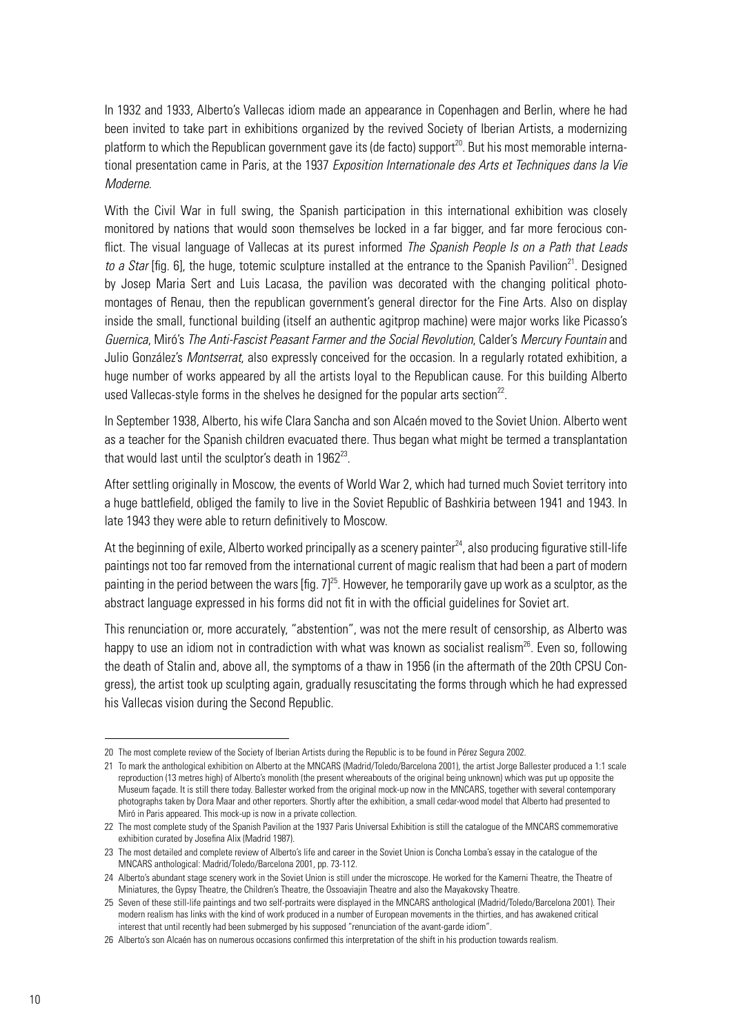In 1932 and 1933, Alberto's Vallecas idiom made an appearance in Copenhagen and Berlin, where he had been invited to take part in exhibitions organized by the revived Society of Iberian Artists, a modernizing platform to which the Republican government gave its (de facto) support[20]. But his most memorable international presentation came in Paris, at the 1937 *Exposition Internationale des Arts et Techniques dans la Vie Moderne*.

With the Civil War in full swing, the Spanish participation in this international exhibition was closely monitored by nations that would soon themselves be locked in a far bigger, and far more ferocious conflict. The visual language of Vallecas at its purest informed *The Spanish People Is on a Path that Leads to a Star* [fig. 6], the huge, totemic sculpture installed at the entrance to the Spanish Pavilion[21]. Designed by Josep Maria Sert and Luis Lacasa, the pavilion was decorated with the changing political photomontages of Renau, then the republican government's general director for the Fine Arts. Also on display inside the small, functional building (itself an authentic agitprop machine) were major works like Picasso's *Guernica*, Miró's *The Anti-Fascist Peasant Farmer and the Social Revolution*, Calder's *Mercury Fountain* and Julio González's *Montserrat*, also expressly conceived for the occasion. In a regularly rotated exhibition, a huge number of works appeared by all the artists loyal to the Republican cause. For this building Alberto used Vallecas-style forms in the shelves he designed for the popular arts section[22].

In September 1938, Alberto, his wife Clara Sancha and son Alcaén moved to the Soviet Union. Alberto went as a teacher for the Spanish children evacuated there. Thus began what might be termed a transplantation that would last until the sculptor's death in 1962[23].

After settling originally in Moscow, the events of World War 2, which had turned much Soviet territory into a huge battlefield, obliged the family to live in the Soviet Republic of Bashkiria between 1941 and 1943. In late 1943 they were able to return definitively to Moscow.

At the beginning of exile, Alberto worked principally as a scenery painter[24], also producing figurative still-life paintings not too far removed from the international current of magic realism that had been a part of modern painting in the period between the wars [fig. 7][25]. However, he temporarily gave up work as a sculptor, as the abstract language expressed in his forms did not fit in with the official guidelines for Soviet art.

This renunciation or, more accurately, "abstention", was not the mere result of censorship, as Alberto was happy to use an idiom not in contradiction with what was known as socialist realism[26]. Even so, following the death of Stalin and, above all, the symptoms of a thaw in 1956 (in the aftermath of the 20th CPSU Congress), the artist took up sculpting again, gradually resuscitating the forms through which he had expressed his Vallecas vision during the Second Republic.

---

20 The most complete review of the Society of Iberian Artists during the Republic is to be found in Pérez Segura 2002.

21 To mark the anthological exhibition on Alberto at the MNCARS (Madrid/Toledo/Barcelona 2001), the artist Jorge Ballester produced a 1:1 scale reproduction (13 metres high) of Alberto's monolith (the present whereabouts of the original being unknown) which was put up opposite the Museum façade. It is still there today. Ballester worked from the original mock-up now in the MNCARS, together with several contemporary photographs taken by Dora Maar and other reporters. Shortly after the exhibition, a small cedar-wood model that Alberto had presented to Miró in Paris appeared. This mock-up is now in a private collection.

22 The most complete study of the Spanish Pavilion at the 1937 Paris Universal Exhibition is still the catalogue of the MNCARS commemorative exhibition curated by Josefina Alix (Madrid 1987).

23 The most detailed and complete review of Alberto's life and career in the Soviet Union is Concha Lomba's essay in the catalogue of the MNCARS anthological: Madrid/Toledo/Barcelona 2001, pp. 73-112.

24 Alberto's abundant stage scenery work in the Soviet Union is still under the microscope. He worked for the Kamerni Theatre, the Theatre of Miniatures, the Gypsy Theatre, the Children's Theatre, the Ossoaviajin Theatre and also the Mayakovsky Theatre.

25 Seven of these still-life paintings and two self-portraits were displayed in the MNCARS anthological (Madrid/Toledo/Barcelona 2001). Their modern realism has links with the kind of work produced in a number of European movements in the thirties, and has awakened critical interest that until recently had been submerged by his supposed "renunciation of the avant-garde idiom".

26 Alberto's son Alcaén has on numerous occasions confirmed this interpretation of the shift in his production towards realism.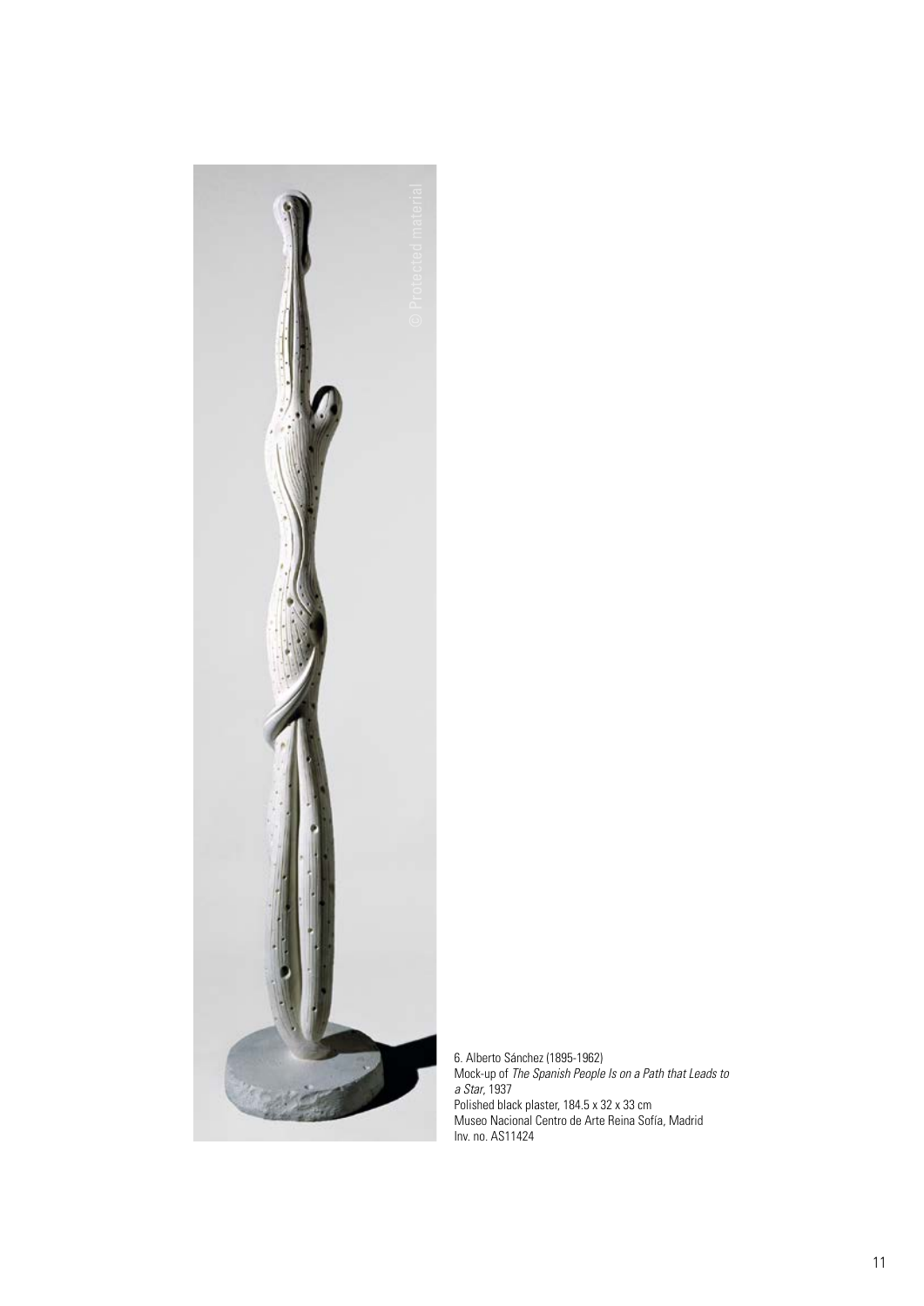6. Alberto Sánchez (1895-1962)
Mock-up of *The Spanish People Is on a Path that Leads to a Star*, 1937
Polished black plaster, 184.5 x 32 x 33 cm
Museo Nacional Centro de Arte Reina Sofía, Madrid
Inv. no. AS11424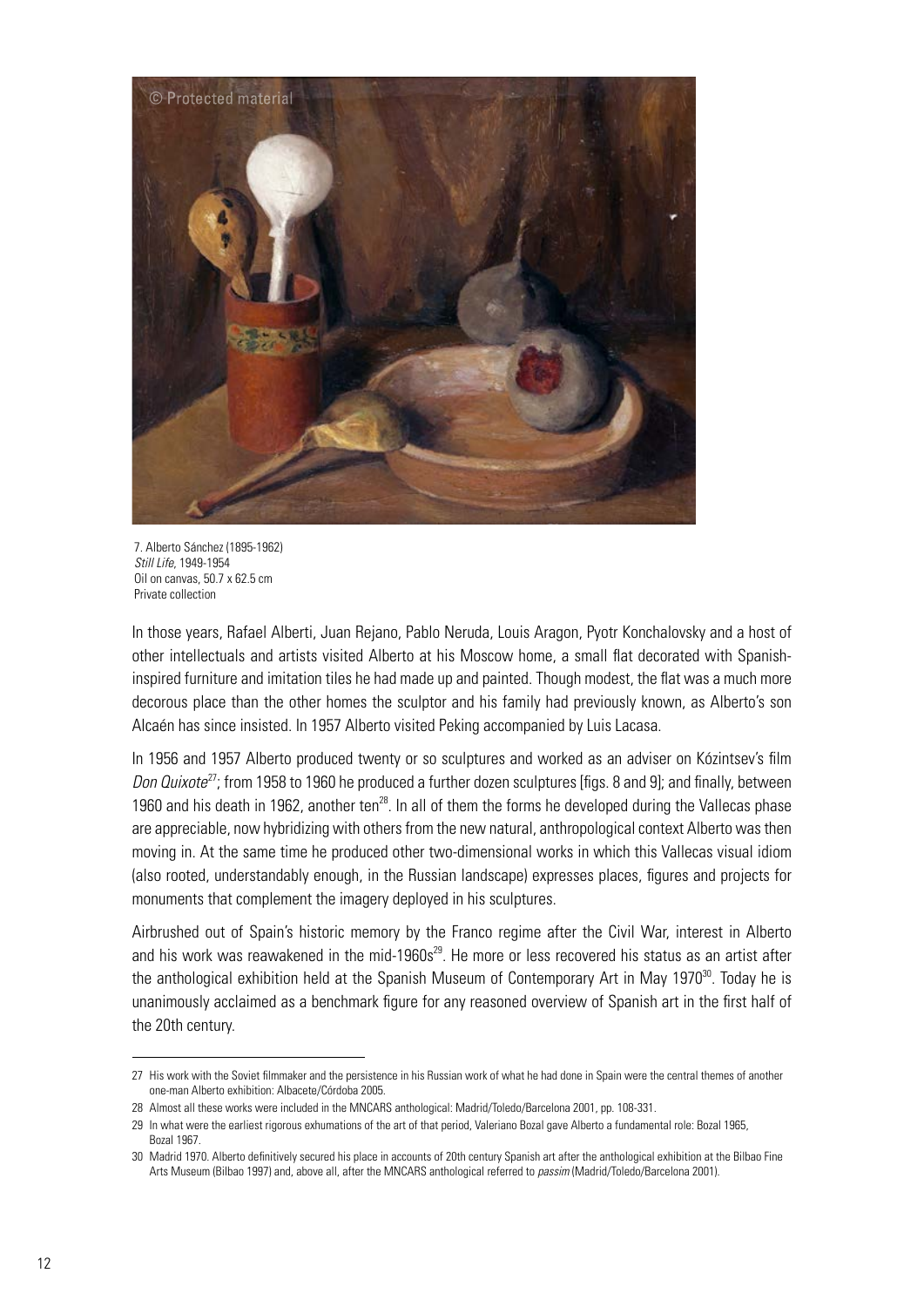7. Alberto Sánchez (1895-1962)
*Still Life*, 1949-1954
Oil on canvas, 50.7 x 62.5 cm
Private collection

In those years, Rafael Alberti, Juan Rejano, Pablo Neruda, Louis Aragon, Pyotr Konchalovsky and a host of other intellectuals and artists visited Alberto at his Moscow home, a small flat decorated with Spanish-inspired furniture and imitation tiles he had made up and painted. Though modest, the flat was a much more decorous place than the other homes the sculptor and his family had previously known, as Alberto's son Alcaén has since insisted. In 1957 Alberto visited Peking accompanied by Luis Lacasa.

In 1956 and 1957 Alberto produced twenty or so sculptures and worked as an adviser on Kózintsev's film *Don Quixote*[27]; from 1958 to 1960 he produced a further dozen sculptures [figs. 8 and 9]; and finally, between 1960 and his death in 1962, another ten[28]. In all of them the forms he developed during the Vallecas phase are appreciable, now hybridizing with others from the new natural, anthropological context Alberto was then moving in. At the same time he produced other two-dimensional works in which this Vallecas visual idiom (also rooted, understandably enough, in the Russian landscape) expresses places, figures and projects for monuments that complement the imagery deployed in his sculptures.

Airbrushed out of Spain's historic memory by the Franco regime after the Civil War, interest in Alberto and his work was reawakened in the mid-1960s[29]. He more or less recovered his status as an artist after the anthological exhibition held at the Spanish Museum of Contemporary Art in May 1970[30]. Today he is unanimously acclaimed as a benchmark figure for any reasoned overview of Spanish art in the first half of the 20th century.

---

27 His work with the Soviet filmmaker and the persistence in his Russian work of what he had done in Spain were the central themes of another one-man Alberto exhibition: Albacete/Córdoba 2005.

28 Almost all these works were included in the MNCARS anthological: Madrid/Toledo/Barcelona 2001, pp. 108-331.

29 In what were the earliest rigorous exhumations of the art of that period, Valeriano Bozal gave Alberto a fundamental role: Bozal 1965, Bozal 1967.

30 Madrid 1970. Alberto definitively secured his place in accounts of 20th century Spanish art after the anthological exhibition at the Bilbao Fine Arts Museum (Bilbao 1997) and, above all, after the MNCARS anthological referred to *passim* (Madrid/Toledo/Barcelona 2001).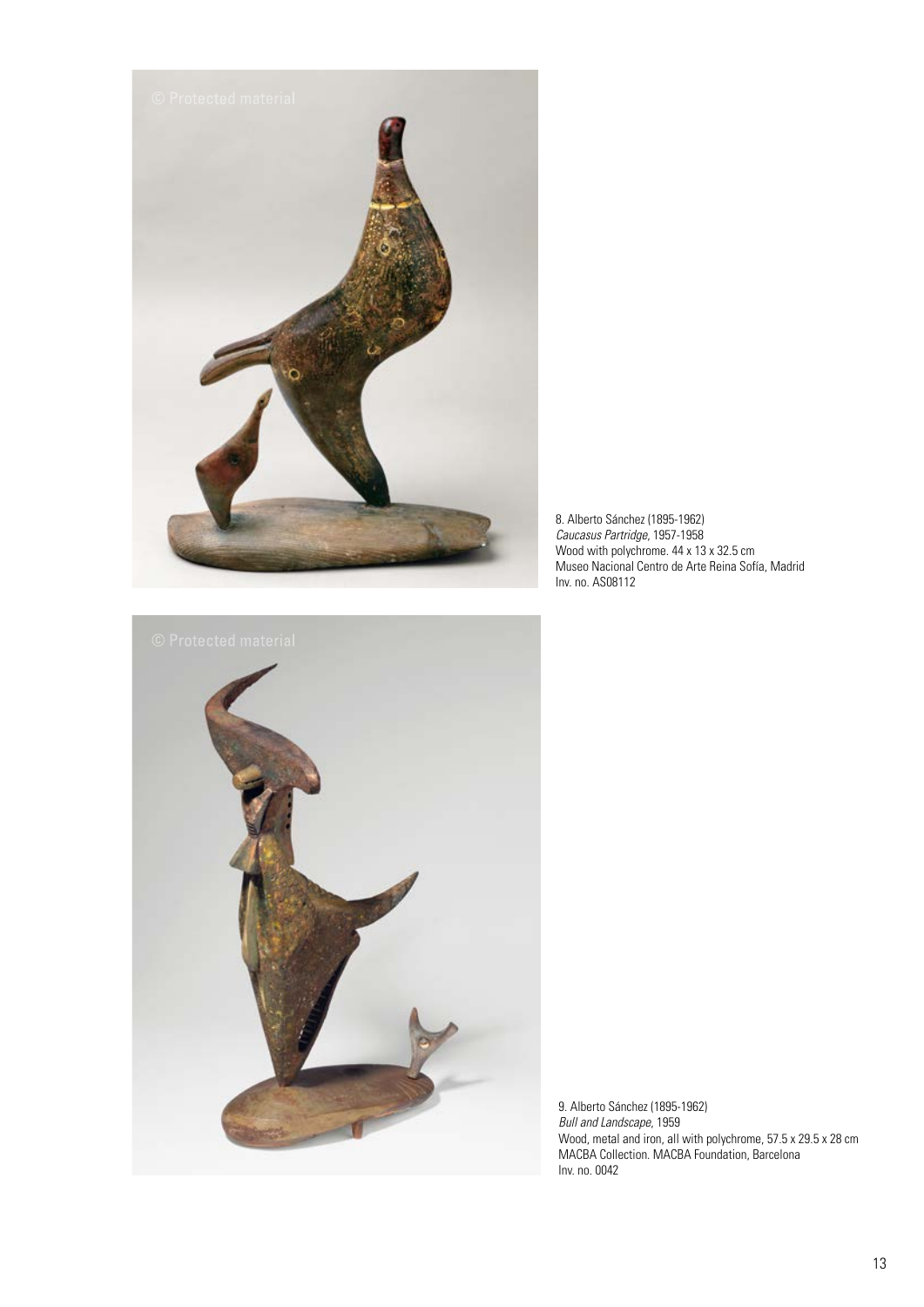8. Alberto Sánchez (1895-1962)
*Caucasus Partridge*, 1957-1958
Wood with polychrome. 44 x 13 x 32.5 cm
Museo Nacional Centro de Arte Reina Sofía, Madrid
Inv. no. AS08112

9. Alberto Sánchez (1895-1962)
*Bull and Landscape*, 1959
Wood, metal and iron, all with polychrome, 57.5 x 29.5 x 28 cm
MACBA Collection. MACBA Foundation, Barcelona
Inv. no. 0042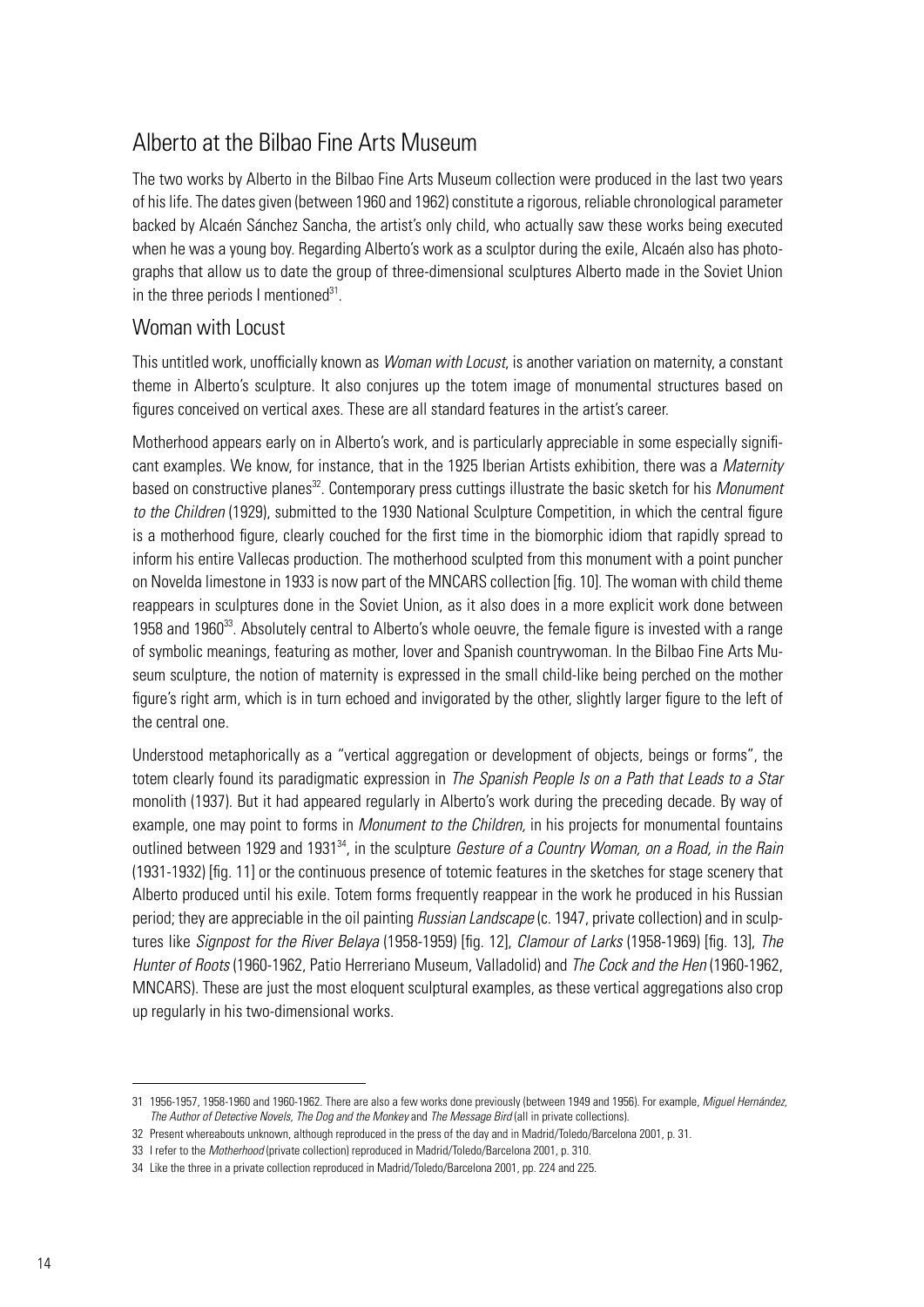## Alberto at the Bilbao Fine Arts Museum

The two works by Alberto in the Bilbao Fine Arts Museum collection were produced in the last two years of his life. The dates given (between 1960 and 1962) constitute a rigorous, reliable chronological parameter backed by Alcaén Sánchez Sancha, the artist's only child, who actually saw these works being executed when he was a young boy. Regarding Alberto's work as a sculptor during the exile, Alcaén also has photographs that allow us to date the group of three-dimensional sculptures Alberto made in the Soviet Union in the three periods I mentioned[31].

### Woman with Locust

This untitled work, unofficially known as *Woman with Locust*, is another variation on maternity, a constant theme in Alberto's sculpture. It also conjures up the totem image of monumental structures based on figures conceived on vertical axes. These are all standard features in the artist's career.

Motherhood appears early on in Alberto's work, and is particularly appreciable in some especially significant examples. We know, for instance, that in the 1925 Iberian Artists exhibition, there was a *Maternity* based on constructive planes[32]. Contemporary press cuttings illustrate the basic sketch for his *Monument to the Children* (1929), submitted to the 1930 National Sculpture Competition, in which the central figure is a motherhood figure, clearly couched for the first time in the biomorphic idiom that rapidly spread to inform his entire Vallecas production. The motherhood sculpted from this monument with a point puncher on Novelda limestone in 1933 is now part of the MNCARS collection [fig. 10]. The woman with child theme reappears in sculptures done in the Soviet Union, as it also does in a more explicit work done between 1958 and 1960[33]. Absolutely central to Alberto's whole oeuvre, the female figure is invested with a range of symbolic meanings, featuring as mother, lover and Spanish countrywoman. In the Bilbao Fine Arts Museum sculpture, the notion of maternity is expressed in the small child-like being perched on the mother figure's right arm, which is in turn echoed and invigorated by the other, slightly larger figure to the left of the central one.

Understood metaphorically as a "vertical aggregation or development of objects, beings or forms", the totem clearly found its paradigmatic expression in *The Spanish People Is on a Path that Leads to a Star* monolith (1937). But it had appeared regularly in Alberto's work during the preceding decade. By way of example, one may point to forms in *Monument to the Children,* in his projects for monumental fountains outlined between 1929 and 1931[34], in the sculpture *Gesture of a Country Woman, on a Road, in the Rain* (1931-1932) [fig. 11] or the continuous presence of totemic features in the sketches for stage scenery that Alberto produced until his exile. Totem forms frequently reappear in the work he produced in his Russian period; they are appreciable in the oil painting *Russian Landscape* (c. 1947, private collection) and in sculptures like *Signpost for the River Belaya* (1958-1959) [fig. 12], *Clamour of Larks* (1958-1969) [fig. 13], *The Hunter of Roots* (1960-1962, Patio Herreriano Museum, Valladolid) and *The Cock and the Hen* (1960-1962, MNCARS). These are just the most eloquent sculptural examples, as these vertical aggregations also crop up regularly in his two-dimensional works.

---

31 1956-1957, 1958-1960 and 1960-1962. There are also a few works done previously (between 1949 and 1956). For example, *Miguel Hernández, The Author of Detective Novels, The Dog and the Monkey* and *The Message Bird* (all in private collections).

32 Present whereabouts unknown, although reproduced in the press of the day and in Madrid/Toledo/Barcelona 2001, p. 31.

33 I refer to the *Motherhood* (private collection) reproduced in Madrid/Toledo/Barcelona 2001, p. 310.

34 Like the three in a private collection reproduced in Madrid/Toledo/Barcelona 2001, pp. 224 and 225.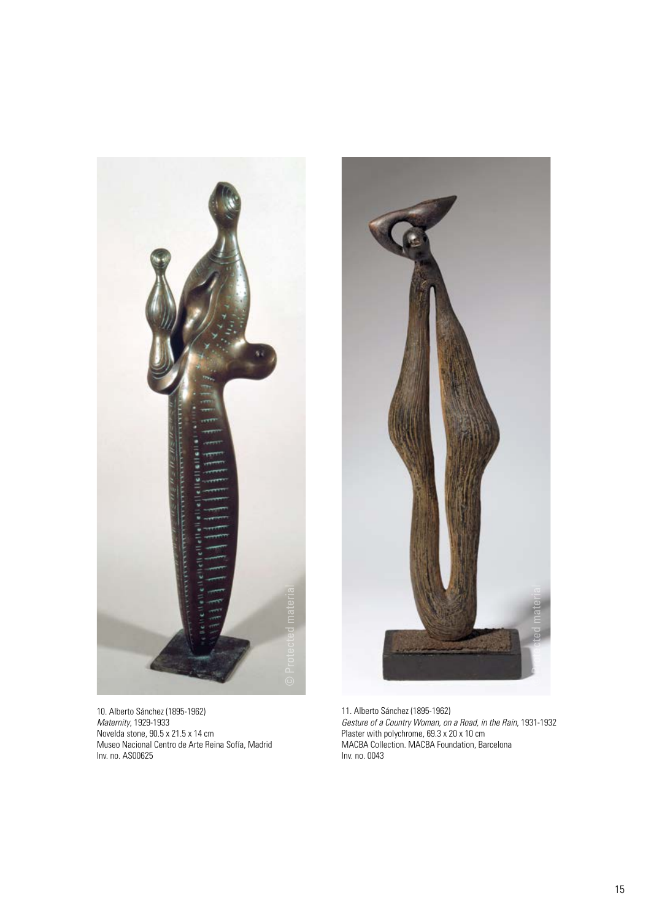10. Alberto Sánchez (1895-1962)
*Maternity*, 1929-1933
Novelda stone, 90.5 x 21.5 x 14 cm
Museo Nacional Centro de Arte Reina Sofía, Madrid
Inv. no. AS00625

11. Alberto Sánchez (1895-1962)
*Gesture of a Country Woman, on a Road, in the Rain*, 1931-1932
Plaster with polychrome, 69.3 x 20 x 10 cm
MACBA Collection. MACBA Foundation, Barcelona
Inv. no. 0043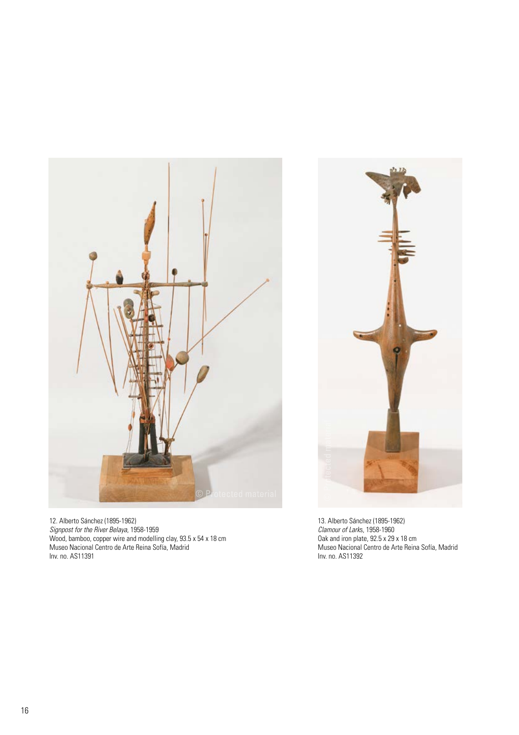12. Alberto Sánchez (1895-1962)
*Signpost for the River Belaya*, 1958-1959
Wood, bamboo, copper wire and modelling clay, 93.5 x 54 x 18 cm
Museo Nacional Centro de Arte Reina Sofía, Madrid
Inv. no. AS11391

13. Alberto Sánchez (1895-1962)
*Clamour of Larks*, 1958-1960
Oak and iron plate, 92.5 x 29 x 18 cm
Museo Nacional Centro de Arte Reina Sofía, Madrid
Inv. no. AS11392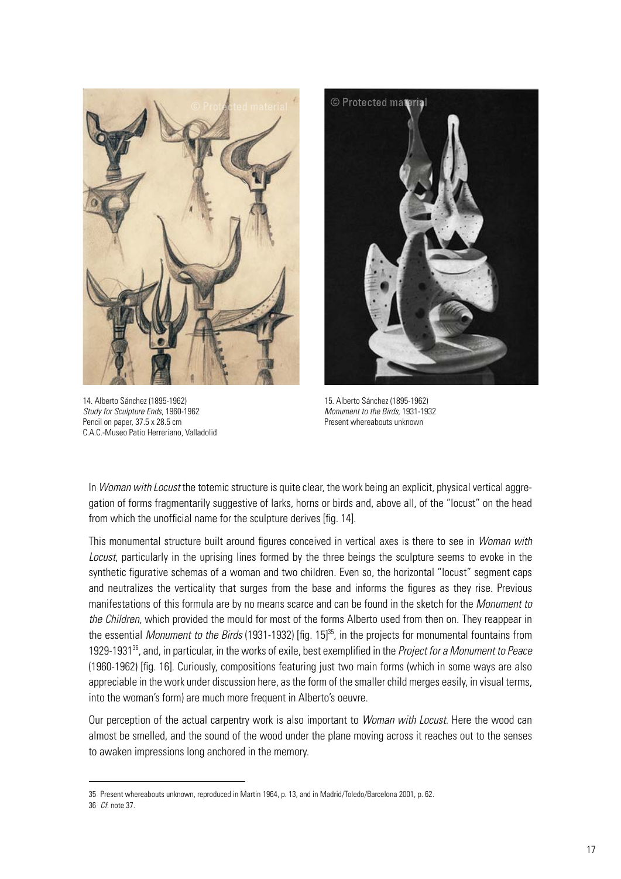14. Alberto Sánchez (1895-1962)
*Study for Sculpture Ends*, 1960-1962
Pencil on paper, 37.5 x 28.5 cm
C.A.C.-Museo Patio Herreriano, Valladolid

15. Alberto Sánchez (1895-1962)
*Monument to the Birds*, 1931-1932
Present whereabouts unknown

In *Woman with Locust* the totemic structure is quite clear, the work being an explicit, physical vertical aggregation of forms fragmentarily suggestive of larks, horns or birds and, above all, of the "locust" on the head from which the unofficial name for the sculpture derives [fig. 14].

This monumental structure built around figures conceived in vertical axes is there to see in *Woman with Locust*, particularly in the uprising lines formed by the three beings the sculpture seems to evoke in the synthetic figurative schemas of a woman and two children. Even so, the horizontal "locust" segment caps and neutralizes the verticality that surges from the base and informs the figures as they rise. Previous manifestations of this formula are by no means scarce and can be found in the sketch for the *Monument to the Children,* which provided the mould for most of the forms Alberto used from then on. They reappear in the essential *Monument to the Birds* (1931-1932) [fig. 15][35], in the projects for monumental fountains from 1929-1931[36], and, in particular, in the works of exile, best exemplified in the *Project for a Monument to Peace* (1960-1962) [fig. 16]. Curiously, compositions featuring just two main forms (which in some ways are also appreciable in the work under discussion here, as the form of the smaller child merges easily, in visual terms, into the woman's form) are much more frequent in Alberto's oeuvre.

Our perception of the actual carpentry work is also important to *Woman with Locust*. Here the wood can almost be smelled, and the sound of the wood under the plane moving across it reaches out to the senses to awaken impressions long anchored in the memory.

---

35 Present whereabouts unknown, reproduced in Martin 1964, p. 13, and in Madrid/Toledo/Barcelona 2001, p. 62.

36 *Cf.* note 37.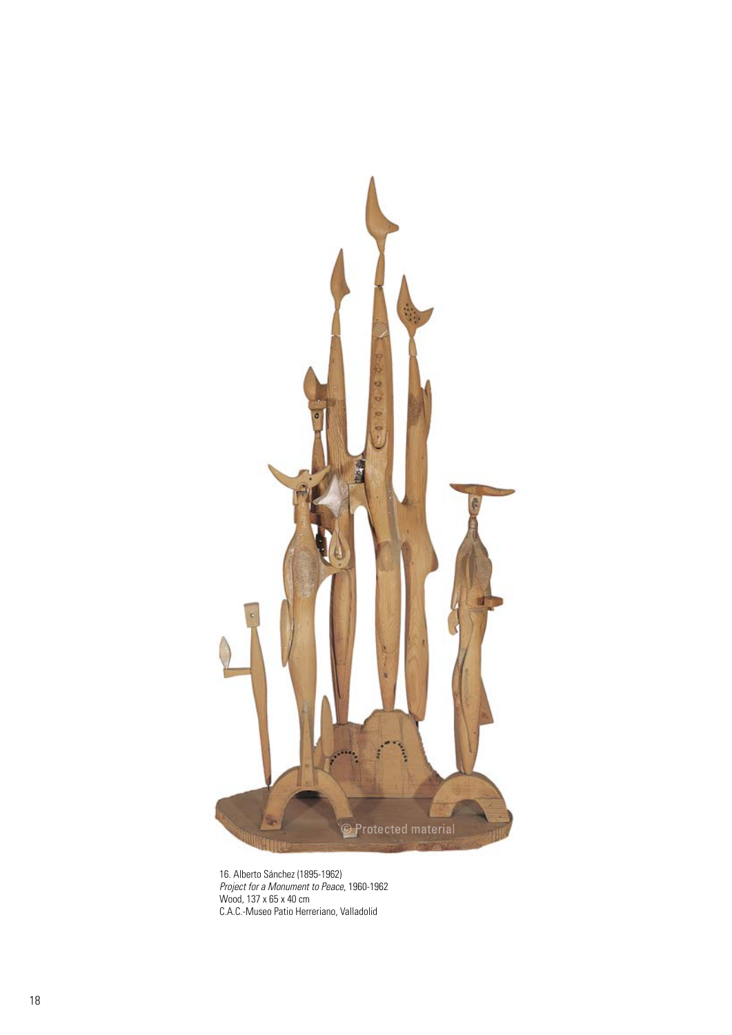16. Alberto Sánchez (1895-1962)
*Project for a Monument to Peace*, 1960-1962
Wood, 137 x 65 x 40 cm
C.A.C.-Museo Patio Herreriano, Valladolid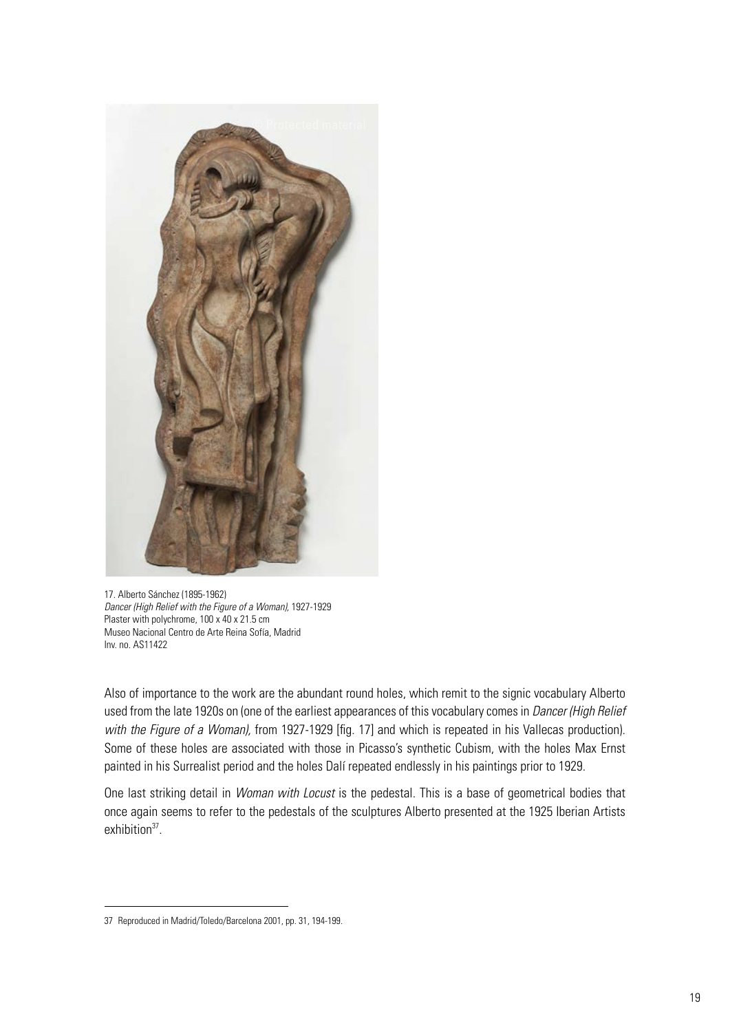17. Alberto Sánchez (1895-1962)
*Dancer (High Relief with the Figure of a Woman),* 1927-1929
Plaster with polychrome, 100 x 40 x 21.5 cm
Museo Nacional Centro de Arte Reina Sofía, Madrid
Inv. no. AS11422

Also of importance to the work are the abundant round holes, which remit to the signic vocabulary Alberto used from the late 1920s on (one of the earliest appearances of this vocabulary comes in *Dancer (High Relief with the Figure of a Woman),* from 1927-1929 [fig. 17] and which is repeated in his Vallecas production). Some of these holes are associated with those in Picasso's synthetic Cubism, with the holes Max Ernst painted in his Surrealist period and the holes Dalí repeated endlessly in his paintings prior to 1929.

One last striking detail in *Woman with Locust* is the pedestal. This is a base of geometrical bodies that once again seems to refer to the pedestals of the sculptures Alberto presented at the 1925 Iberian Artists exhibition[37].

37 Reproduced in Madrid/Toledo/Barcelona 2001, pp. 31, 194-199.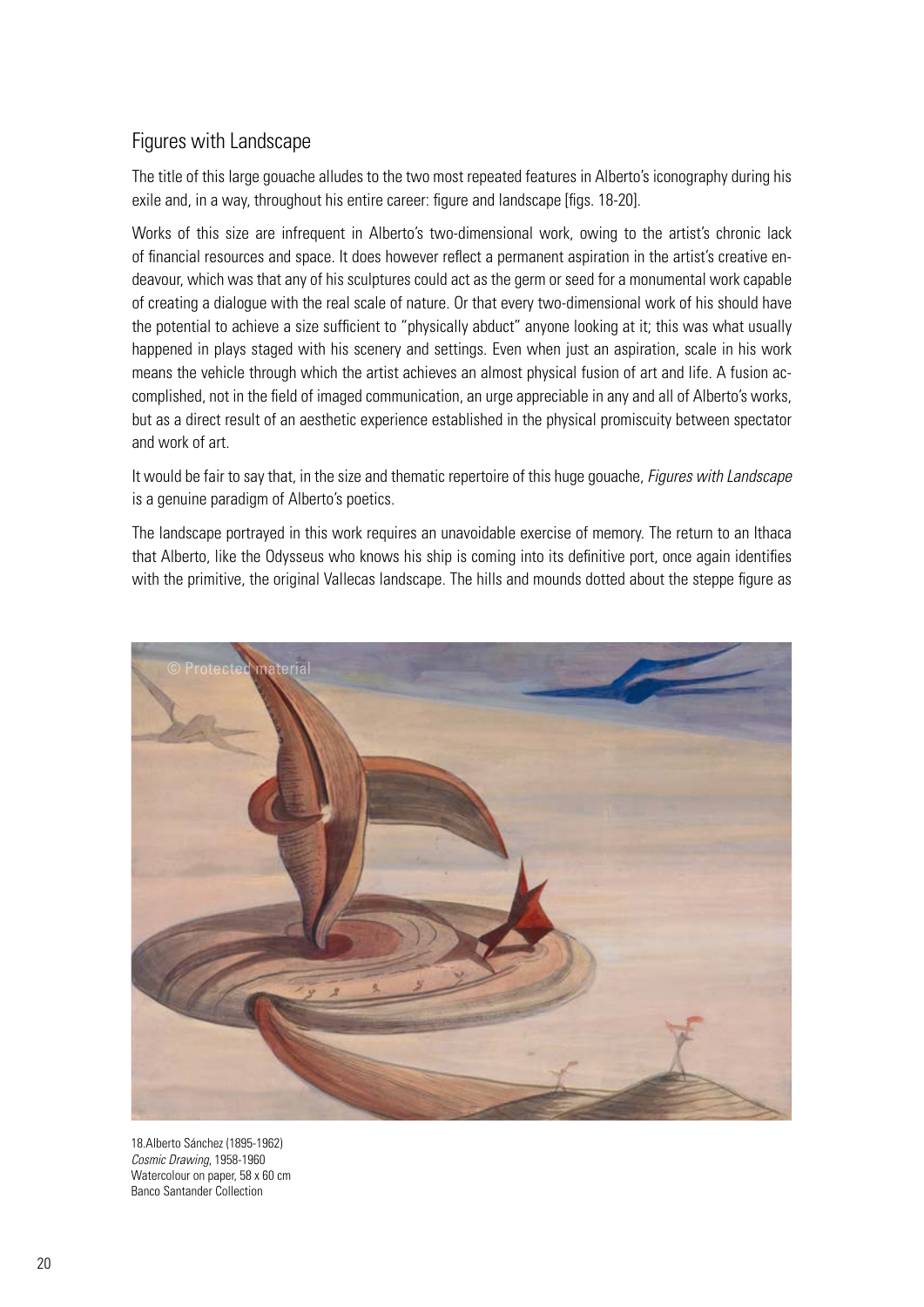## Figures with Landscape

The title of this large gouache alludes to the two most repeated features in Alberto's iconography during his exile and, in a way, throughout his entire career: figure and landscape [figs. 18-20].

Works of this size are infrequent in Alberto's two-dimensional work, owing to the artist's chronic lack of financial resources and space. It does however reflect a permanent aspiration in the artist's creative endeavour, which was that any of his sculptures could act as the germ or seed for a monumental work capable of creating a dialogue with the real scale of nature. Or that every two-dimensional work of his should have the potential to achieve a size sufficient to "physically abduct" anyone looking at it; this was what usually happened in plays staged with his scenery and settings. Even when just an aspiration, scale in his work means the vehicle through which the artist achieves an almost physical fusion of art and life. A fusion accomplished, not in the field of imaged communication, an urge appreciable in any and all of Alberto's works, but as a direct result of an aesthetic experience established in the physical promiscuity between spectator and work of art.

It would be fair to say that, in the size and thematic repertoire of this huge gouache, *Figures with Landscape* is a genuine paradigm of Alberto's poetics.

The landscape portrayed in this work requires an unavoidable exercise of memory. The return to an Ithaca that Alberto, like the Odysseus who knows his ship is coming into its definitive port, once again identifies with the primitive, the original Vallecas landscape. The hills and mounds dotted about the steppe figure as

18.Alberto Sánchez (1895-1962)
*Cosmic Drawing*, 1958-1960
Watercolour on paper, 58 x 60 cm
Banco Santander Collection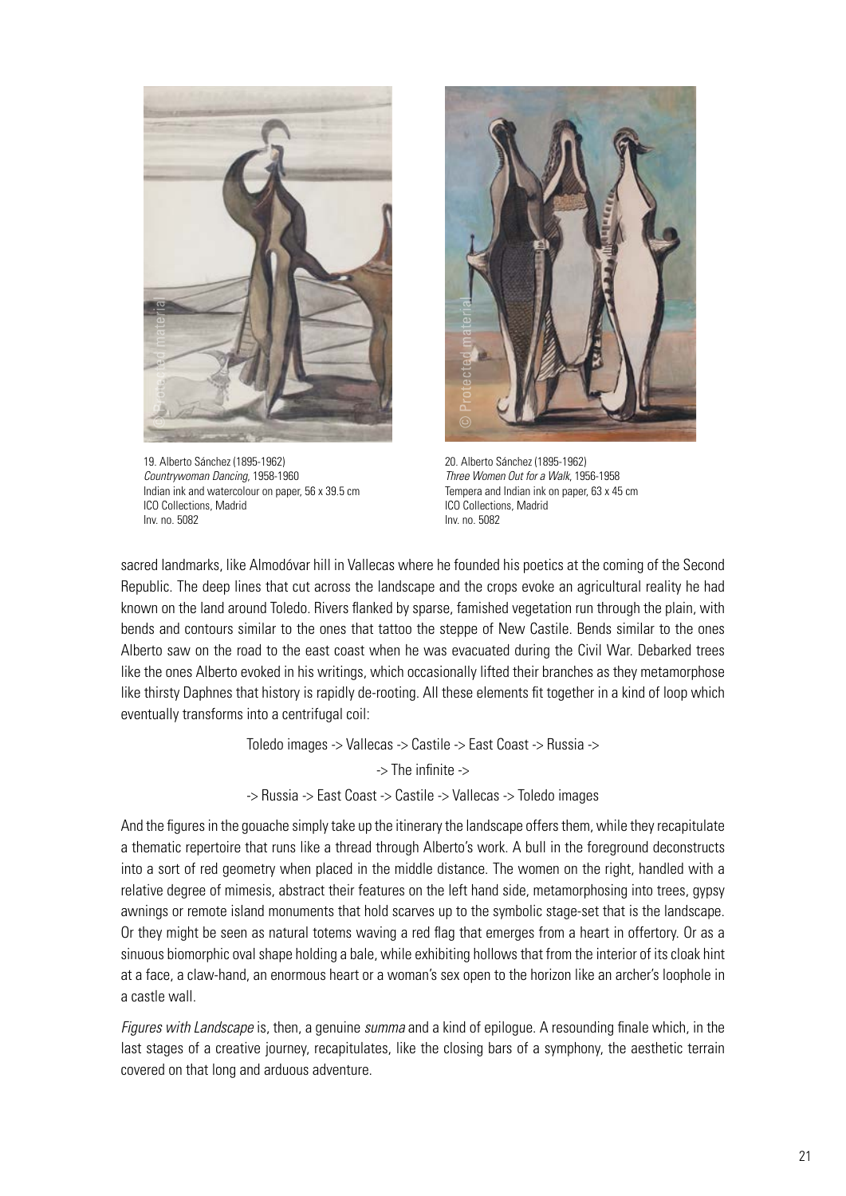19. Alberto Sánchez (1895-1962)
*Countrywoman Dancing*, 1958-1960
Indian ink and watercolour on paper, 56 x 39.5 cm
ICO Collections, Madrid
Inv. no. 5082

20. Alberto Sánchez (1895-1962)
*Three Women Out for a Walk*, 1956-1958
Tempera and Indian ink on paper, 63 x 45 cm
ICO Collections, Madrid
Inv. no. 5082

sacred landmarks, like Almodóvar hill in Vallecas where he founded his poetics at the coming of the Second Republic. The deep lines that cut across the landscape and the crops evoke an agricultural reality he had known on the land around Toledo. Rivers flanked by sparse, famished vegetation run through the plain, with bends and contours similar to the ones that tattoo the steppe of New Castile. Bends similar to the ones Alberto saw on the road to the east coast when he was evacuated during the Civil War. Debarked trees like the ones Alberto evoked in his writings, which occasionally lifted their branches as they metamorphose like thirsty Daphnes that history is rapidly de-rooting. All these elements fit together in a kind of loop which eventually transforms into a centrifugal coil:

Toledo images -> Vallecas -> Castile -> East Coast -> Russia ->

-> The infinite ->

-> Russia -> East Coast -> Castile -> Vallecas -> Toledo images

And the figures in the gouache simply take up the itinerary the landscape offers them, while they recapitulate a thematic repertoire that runs like a thread through Alberto's work. A bull in the foreground deconstructs into a sort of red geometry when placed in the middle distance. The women on the right, handled with a relative degree of mimesis, abstract their features on the left hand side, metamorphosing into trees, gypsy awnings or remote island monuments that hold scarves up to the symbolic stage-set that is the landscape. Or they might be seen as natural totems waving a red flag that emerges from a heart in offertory. Or as a sinuous biomorphic oval shape holding a bale, while exhibiting hollows that from the interior of its cloak hint at a face, a claw-hand, an enormous heart or a woman's sex open to the horizon like an archer's loophole in a castle wall.

*Figures with Landscape* is, then, a genuine *summa* and a kind of epilogue. A resounding finale which, in the last stages of a creative journey, recapitulates, like the closing bars of a symphony, the aesthetic terrain covered on that long and arduous adventure.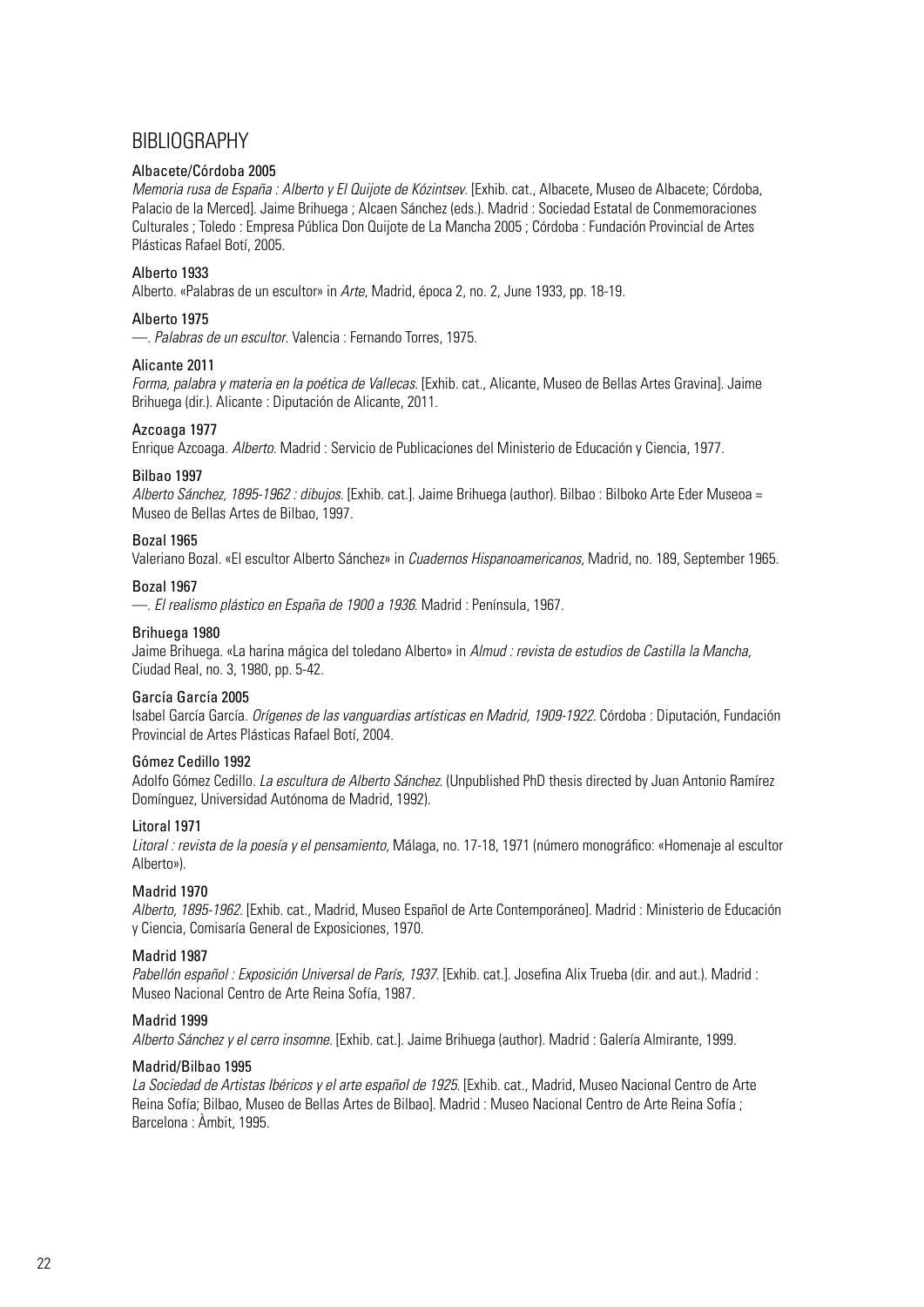# BIBLIOGRAPHY

**Albacete/Córdoba 2005**
*Memoria rusa de España : Alberto y El Quijote de Kózintsev*. [Exhib. cat., Albacete, Museo de Albacete; Córdoba, Palacio de la Merced]. Jaime Brihuega ; Alcaen Sánchez (eds.). Madrid : Sociedad Estatal de Conmemoraciones Culturales ; Toledo : Empresa Pública Don Quijote de La Mancha 2005 ; Córdoba : Fundación Provincial de Artes Plásticas Rafael Botí, 2005.

**Alberto 1933**
Alberto. «Palabras de un escultor» in *Arte*, Madrid, época 2, no. 2, June 1933, pp. 18-19.

**Alberto 1975**
—. *Palabras de un escultor*. Valencia : Fernando Torres, 1975.

**Alicante 2011**
*Forma, palabra y materia en la poética de Vallecas*. [Exhib. cat., Alicante, Museo de Bellas Artes Gravina]. Jaime Brihuega (dir.). Alicante : Diputación de Alicante, 2011.

**Azcoaga 1977**
Enrique Azcoaga. *Alberto*. Madrid : Servicio de Publicaciones del Ministerio de Educación y Ciencia, 1977.

**Bilbao 1997**
*Alberto Sánchez, 1895-1962 : dibujos*. [Exhib. cat.]. Jaime Brihuega (author). Bilbao : Bilboko Arte Eder Museoa = Museo de Bellas Artes de Bilbao, 1997.

**Bozal 1965**
Valeriano Bozal. «El escultor Alberto Sánchez» in *Cuadernos Hispanoamericanos*, Madrid, no. 189, September 1965.

**Bozal 1967**
—. *El realismo plástico en España de 1900 a 1936*. Madrid : Península, 1967.

**Brihuega 1980**
Jaime Brihuega. «La harina mágica del toledano Alberto» in *Almud : revista de estudios de Castilla la Mancha,* Ciudad Real, no. 3, 1980, pp. 5-42.

**García García 2005**
Isabel García García. *Orígenes de las vanguardias artísticas en Madrid, 1909-1922*. Córdoba : Diputación, Fundación Provincial de Artes Plásticas Rafael Botí, 2004.

**Gómez Cedillo 1992**
Adolfo Gómez Cedillo. *La escultura de Alberto Sánchez*. (Unpublished PhD thesis directed by Juan Antonio Ramírez Domínguez, Universidad Autónoma de Madrid, 1992).

**Litoral 1971**
*Litoral : revista de la poesía y el pensamiento,* Málaga, no. 17-18, 1971 (número monográfico: «Homenaje al escultor Alberto»).

**Madrid 1970**
*Alberto, 1895-1962*. [Exhib. cat., Madrid, Museo Español de Arte Contemporáneo]. Madrid : Ministerio de Educación y Ciencia, Comisaría General de Exposiciones, 1970.

**Madrid 1987**
*Pabellón español : Exposición Universal de París, 1937*. [Exhib. cat.]. Josefina Alix Trueba (dir. and aut.). Madrid : Museo Nacional Centro de Arte Reina Sofía, 1987.

**Madrid 1999**
*Alberto Sánchez y el cerro insomne*. [Exhib. cat.]. Jaime Brihuega (author). Madrid : Galería Almirante, 1999.

**Madrid/Bilbao 1995**
*La Sociedad de Artistas Ibéricos y el arte español de 1925*. [Exhib. cat., Madrid, Museo Nacional Centro de Arte Reina Sofía; Bilbao, Museo de Bellas Artes de Bilbao]. Madrid : Museo Nacional Centro de Arte Reina Sofía ; Barcelona : Àmbit, 1995.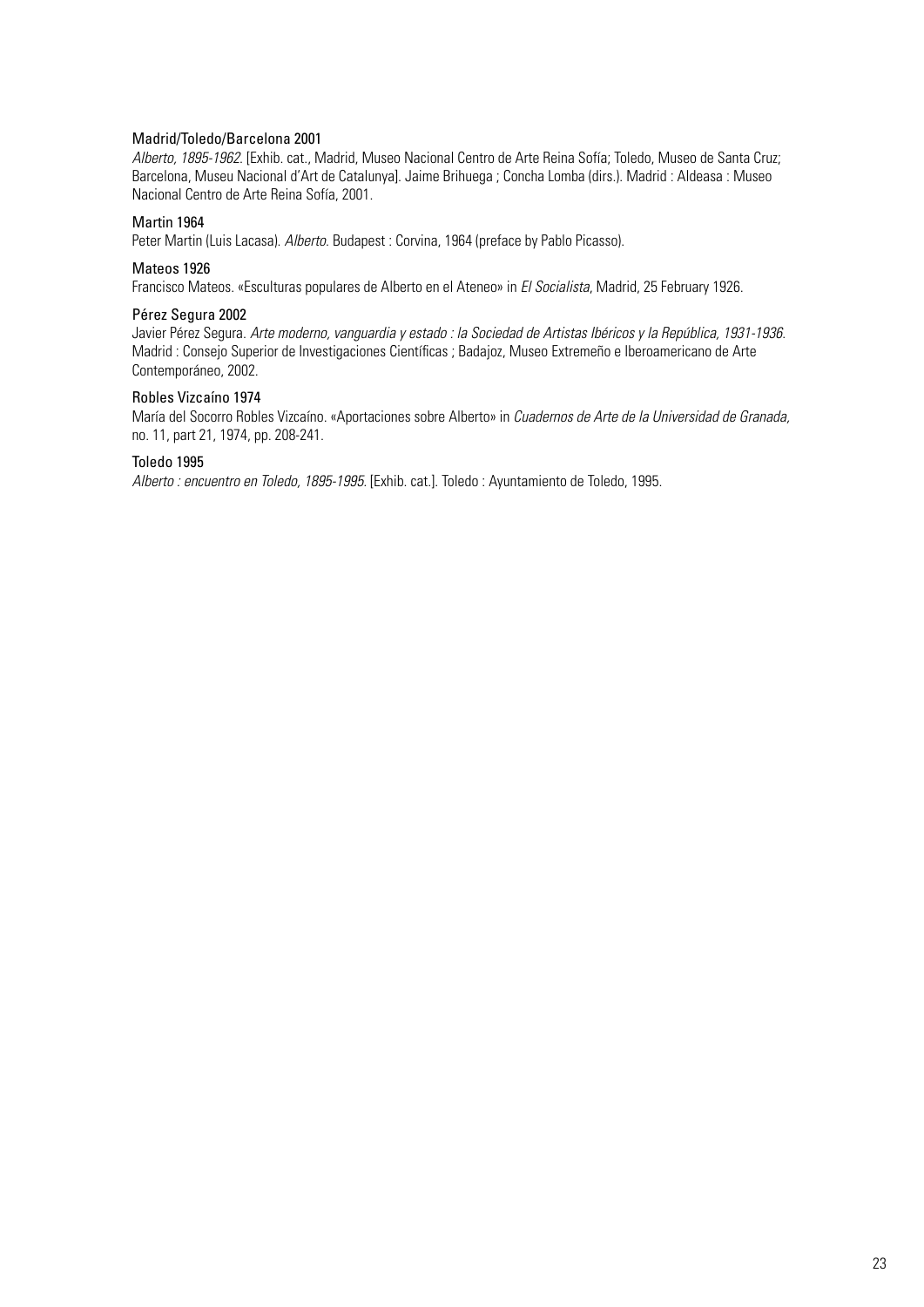Madrid/Toledo/Barcelona 2001

*Alberto, 1895-1962*. [Exhib. cat., Madrid, Museo Nacional Centro de Arte Reina Sofía; Toledo, Museo de Santa Cruz; Barcelona, Museu Nacional d'Art de Catalunya]. Jaime Brihuega ; Concha Lomba (dirs.). Madrid : Aldeasa : Museo Nacional Centro de Arte Reina Sofía, 2001.

Martin 1964

Peter Martin (Luis Lacasa). *Alberto*. Budapest : Corvina, 1964 (preface by Pablo Picasso).

Mateos 1926

Francisco Mateos. «Esculturas populares de Alberto en el Ateneo» in *El Socialista*, Madrid, 25 February 1926.

Pérez Segura 2002

Javier Pérez Segura. *Arte moderno, vanguardia y estado : la Sociedad de Artistas Ibéricos y la República, 1931-1936*. Madrid : Consejo Superior de Investigaciones Científicas ; Badajoz, Museo Extremeño e Iberoamericano de Arte Contemporáneo, 2002.

Robles Vizcaíno 1974

María del Socorro Robles Vizcaíno. «Aportaciones sobre Alberto» in *Cuadernos de Arte de la Universidad de Granada*, no. 11, part 21, 1974, pp. 208-241.

Toledo 1995

*Alberto : encuentro en Toledo, 1895-1995*. [Exhib. cat.]. Toledo : Ayuntamiento de Toledo, 1995.